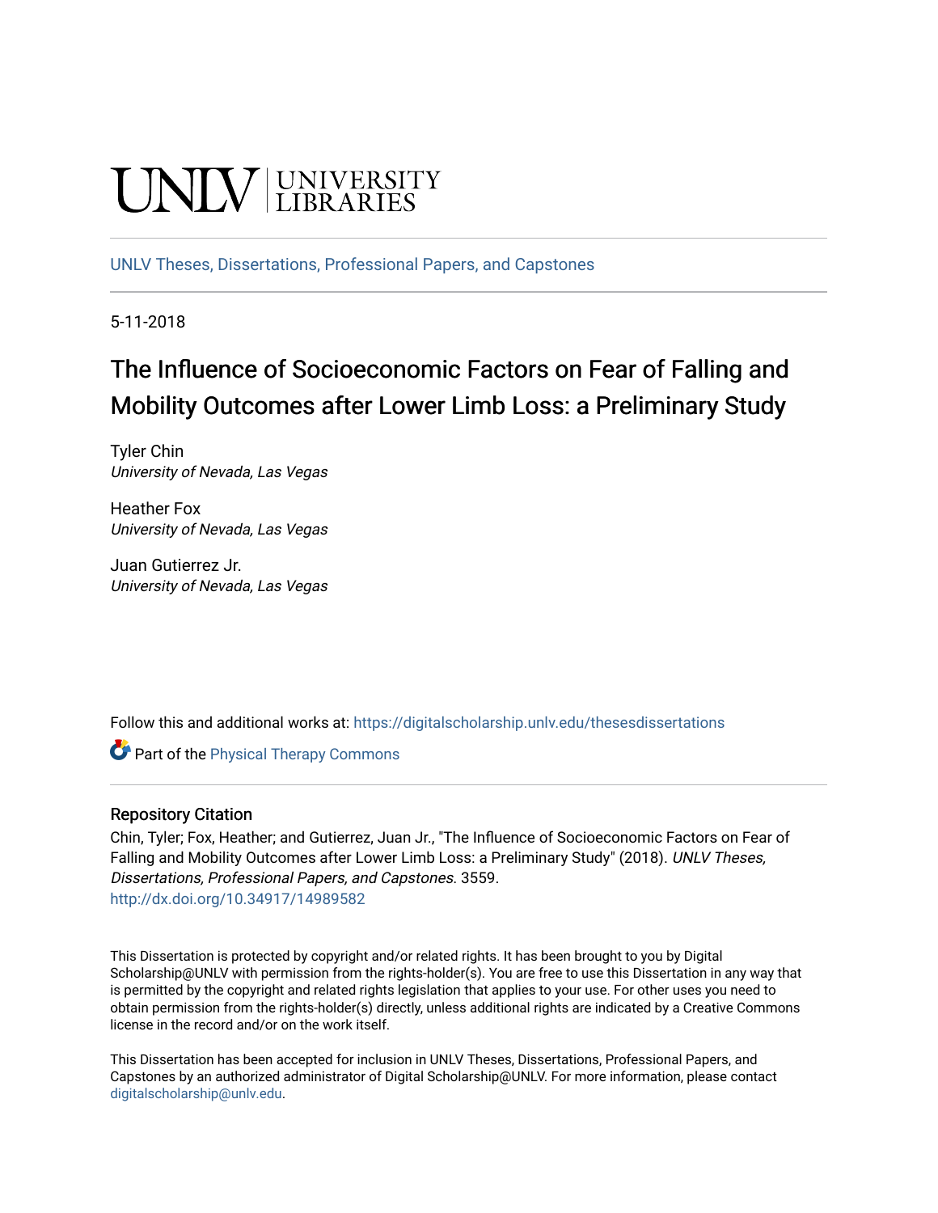UNLV | UNIVERSITY LIBRARIES

UNLV Theses, Dissertations, Professional Papers, and Capstones

5-11-2018

# The Influence of Socioeconomic Factors on Fear of Falling and Mobility Outcomes after Lower Limb Loss: a Preliminary Study

Tyler Chin
*University of Nevada, Las Vegas*

Heather Fox
*University of Nevada, Las Vegas*

Juan Gutierrez Jr.
*University of Nevada, Las Vegas*

Follow this and additional works at: https://digitalscholarship.unlv.edu/thesesdissertations

Part of the Physical Therapy Commons

## Repository Citation

Chin, Tyler; Fox, Heather; and Gutierrez, Juan Jr., "The Influence of Socioeconomic Factors on Fear of Falling and Mobility Outcomes after Lower Limb Loss: a Preliminary Study" (2018). *UNLV Theses, Dissertations, Professional Papers, and Capstones*. 3559.
http://dx.doi.org/10.34917/14989582

This Dissertation is protected by copyright and/or related rights. It has been brought to you by Digital Scholarship@UNLV with permission from the rights-holder(s). You are free to use this Dissertation in any way that is permitted by the copyright and related rights legislation that applies to your use. For other uses you need to obtain permission from the rights-holder(s) directly, unless additional rights are indicated by a Creative Commons license in the record and/or on the work itself.

This Dissertation has been accepted for inclusion in UNLV Theses, Dissertations, Professional Papers, and Capstones by an authorized administrator of Digital Scholarship@UNLV. For more information, please contact digitalscholarship@unlv.edu.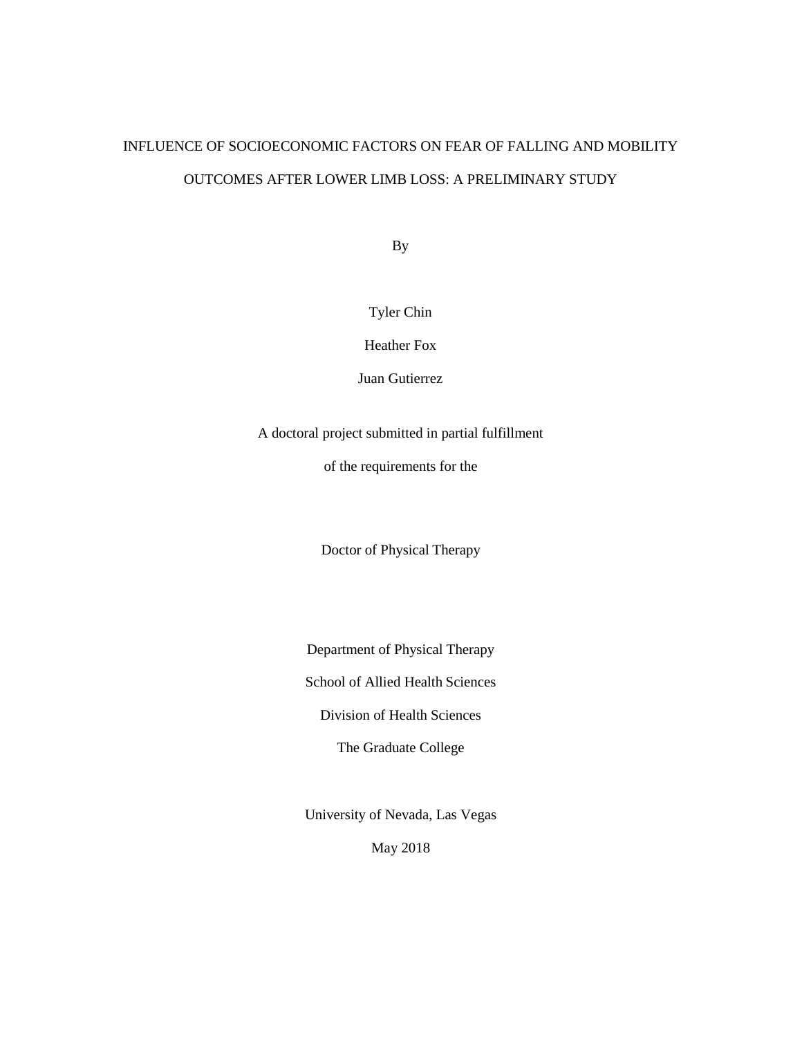INFLUENCE OF SOCIOECONOMIC FACTORS ON FEAR OF FALLING AND MOBILITY OUTCOMES AFTER LOWER LIMB LOSS: A PRELIMINARY STUDY

By

Tyler Chin

Heather Fox

Juan Gutierrez

A doctoral project submitted in partial fulfillment

of the requirements for the

Doctor of Physical Therapy

Department of Physical Therapy

School of Allied Health Sciences

Division of Health Sciences

The Graduate College

University of Nevada, Las Vegas

May 2018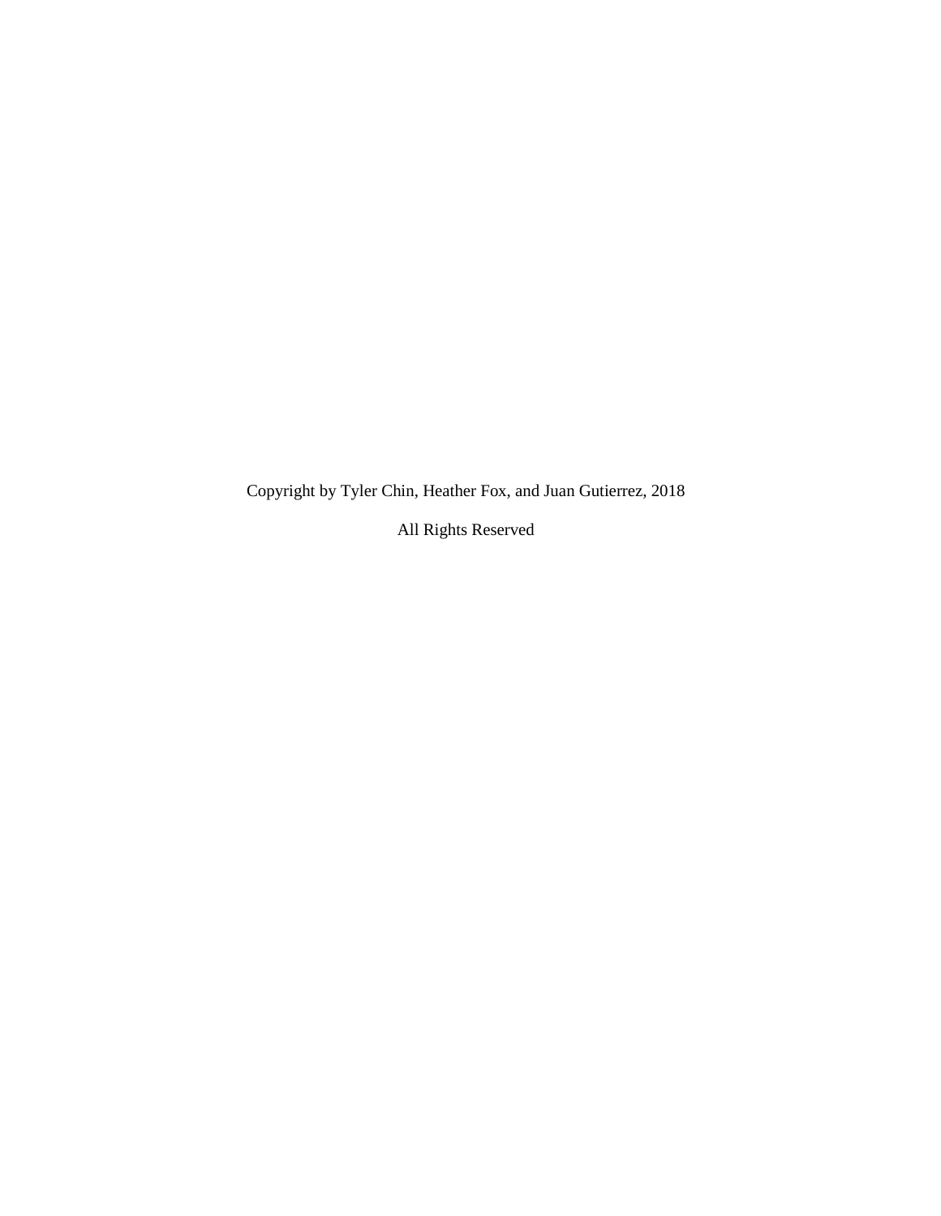Copyright by Tyler Chin, Heather Fox, and Juan Gutierrez, 2018

All Rights Reserved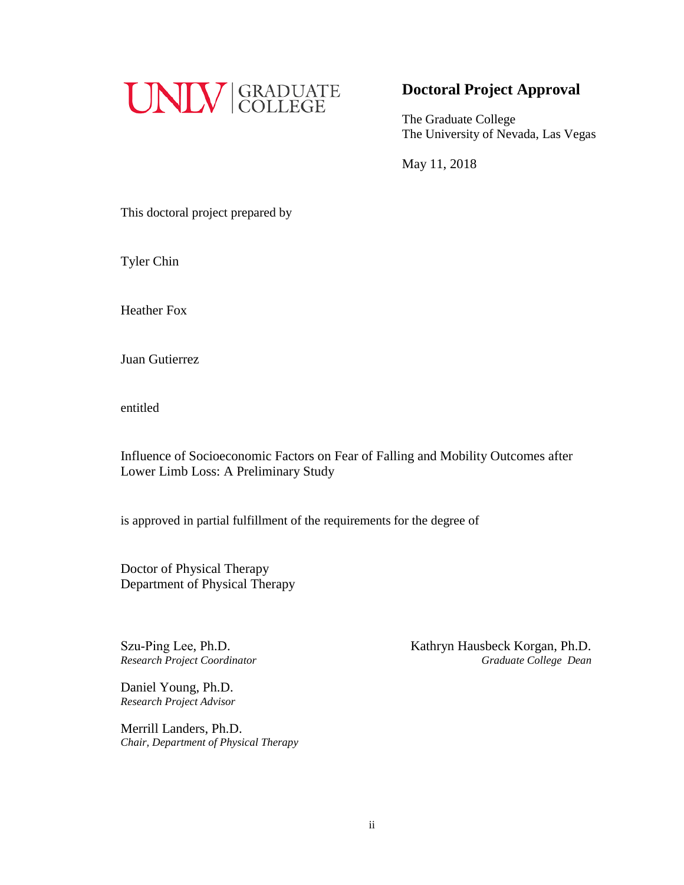UNLV | GRADUATE COLLEGE

## Doctoral Project Approval

The Graduate College
The University of Nevada, Las Vegas

May 11, 2018

This doctoral project prepared by

Tyler Chin

Heather Fox

Juan Gutierrez

entitled

Influence of Socioeconomic Factors on Fear of Falling and Mobility Outcomes after Lower Limb Loss: A Preliminary Study

is approved in partial fulfillment of the requirements for the degree of

Doctor of Physical Therapy
Department of Physical Therapy

Szu-Ping Lee, Ph.D.
*Research Project Coordinator*

Daniel Young, Ph.D.
*Research Project Advisor*

Merrill Landers, Ph.D.
*Chair, Department of Physical Therapy*

Kathryn Hausbeck Korgan, Ph.D.
*Graduate College Dean*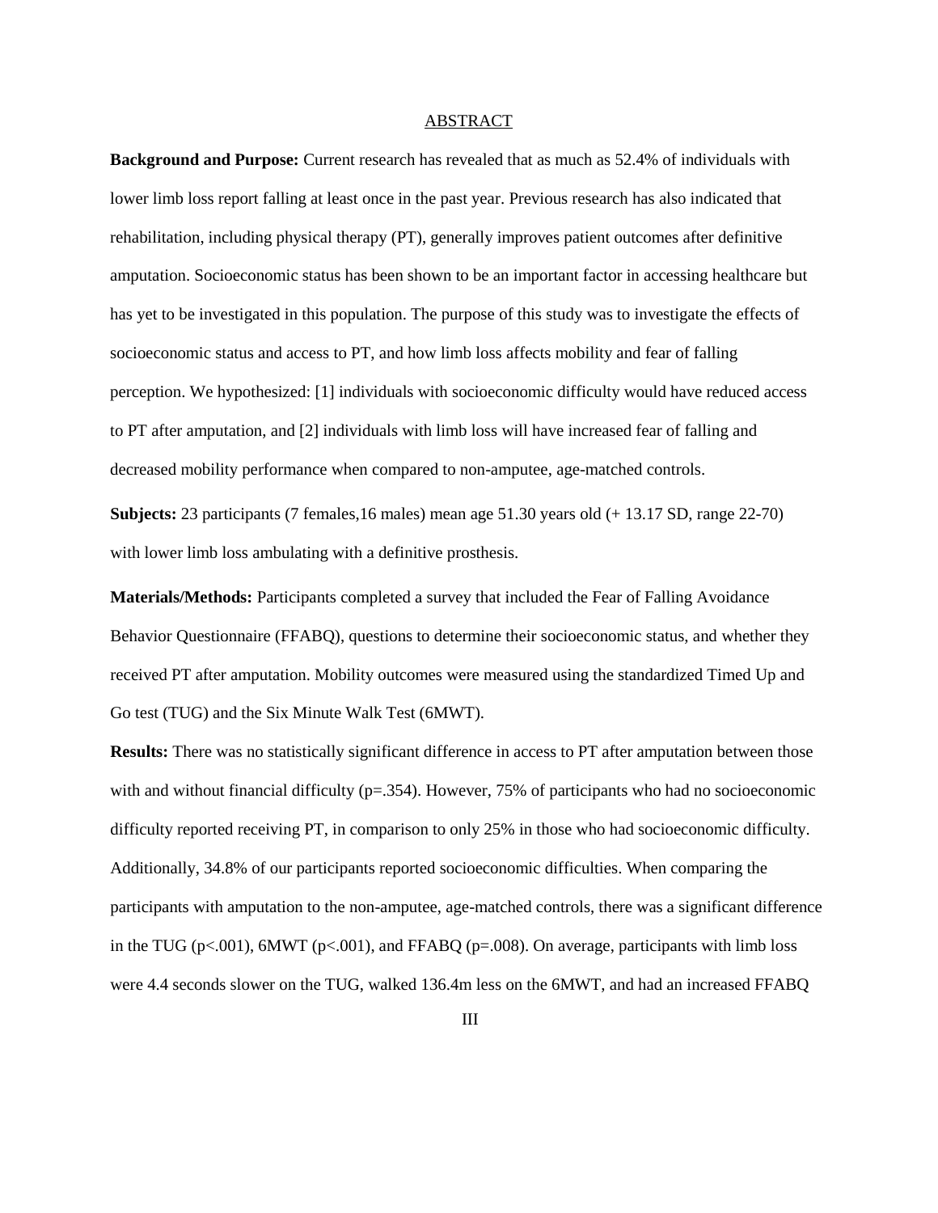## ABSTRACT

**Background and Purpose:** Current research has revealed that as much as 52.4% of individuals with lower limb loss report falling at least once in the past year. Previous research has also indicated that rehabilitation, including physical therapy (PT), generally improves patient outcomes after definitive amputation. Socioeconomic status has been shown to be an important factor in accessing healthcare but has yet to be investigated in this population. The purpose of this study was to investigate the effects of socioeconomic status and access to PT, and how limb loss affects mobility and fear of falling perception. We hypothesized: [1] individuals with socioeconomic difficulty would have reduced access to PT after amputation, and [2] individuals with limb loss will have increased fear of falling and decreased mobility performance when compared to non-amputee, age-matched controls.

**Subjects:** 23 participants (7 females,16 males) mean age 51.30 years old (+ 13.17 SD, range 22-70) with lower limb loss ambulating with a definitive prosthesis.

**Materials/Methods:** Participants completed a survey that included the Fear of Falling Avoidance Behavior Questionnaire (FFABQ), questions to determine their socioeconomic status, and whether they received PT after amputation. Mobility outcomes were measured using the standardized Timed Up and Go test (TUG) and the Six Minute Walk Test (6MWT).

**Results:** There was no statistically significant difference in access to PT after amputation between those with and without financial difficulty ($p=.354$). However, 75% of participants who had no socioeconomic difficulty reported receiving PT, in comparison to only 25% in those who had socioeconomic difficulty. Additionally, 34.8% of our participants reported socioeconomic difficulties. When comparing the participants with amputation to the non-amputee, age-matched controls, there was a significant difference in the TUG ($p<.001$), 6MWT ($p<.001$), and FFABQ ($p=.008$). On average, participants with limb loss were 4.4 seconds slower on the TUG, walked 136.4m less on the 6MWT, and had an increased FFABQ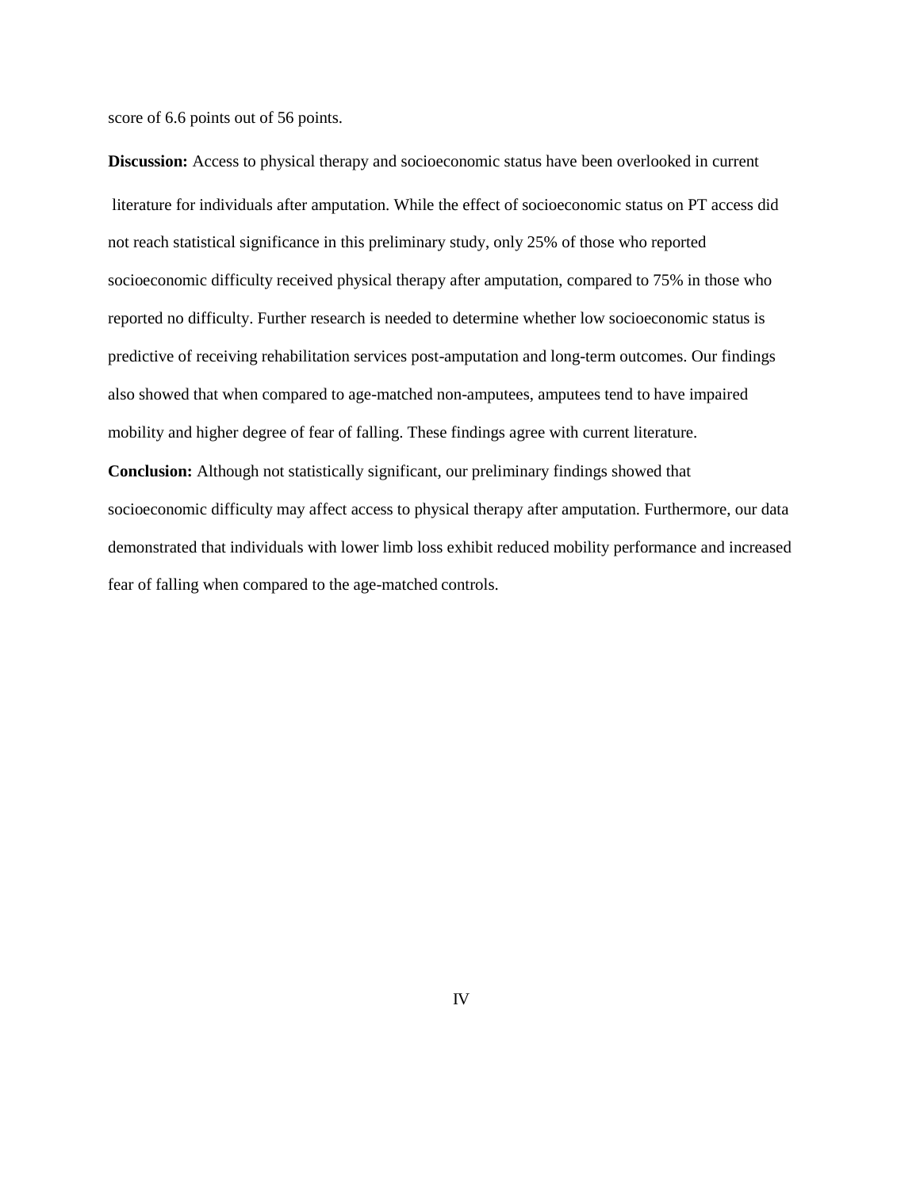score of 6.6 points out of 56 points.

**Discussion:** Access to physical therapy and socioeconomic status have been overlooked in current literature for individuals after amputation. While the effect of socioeconomic status on PT access did not reach statistical significance in this preliminary study, only 25% of those who reported socioeconomic difficulty received physical therapy after amputation, compared to 75% in those who reported no difficulty. Further research is needed to determine whether low socioeconomic status is predictive of receiving rehabilitation services post-amputation and long-term outcomes. Our findings also showed that when compared to age-matched non-amputees, amputees tend to have impaired mobility and higher degree of fear of falling. These findings agree with current literature.

**Conclusion:** Although not statistically significant, our preliminary findings showed that socioeconomic difficulty may affect access to physical therapy after amputation. Furthermore, our data demonstrated that individuals with lower limb loss exhibit reduced mobility performance and increased fear of falling when compared to the age-matched controls.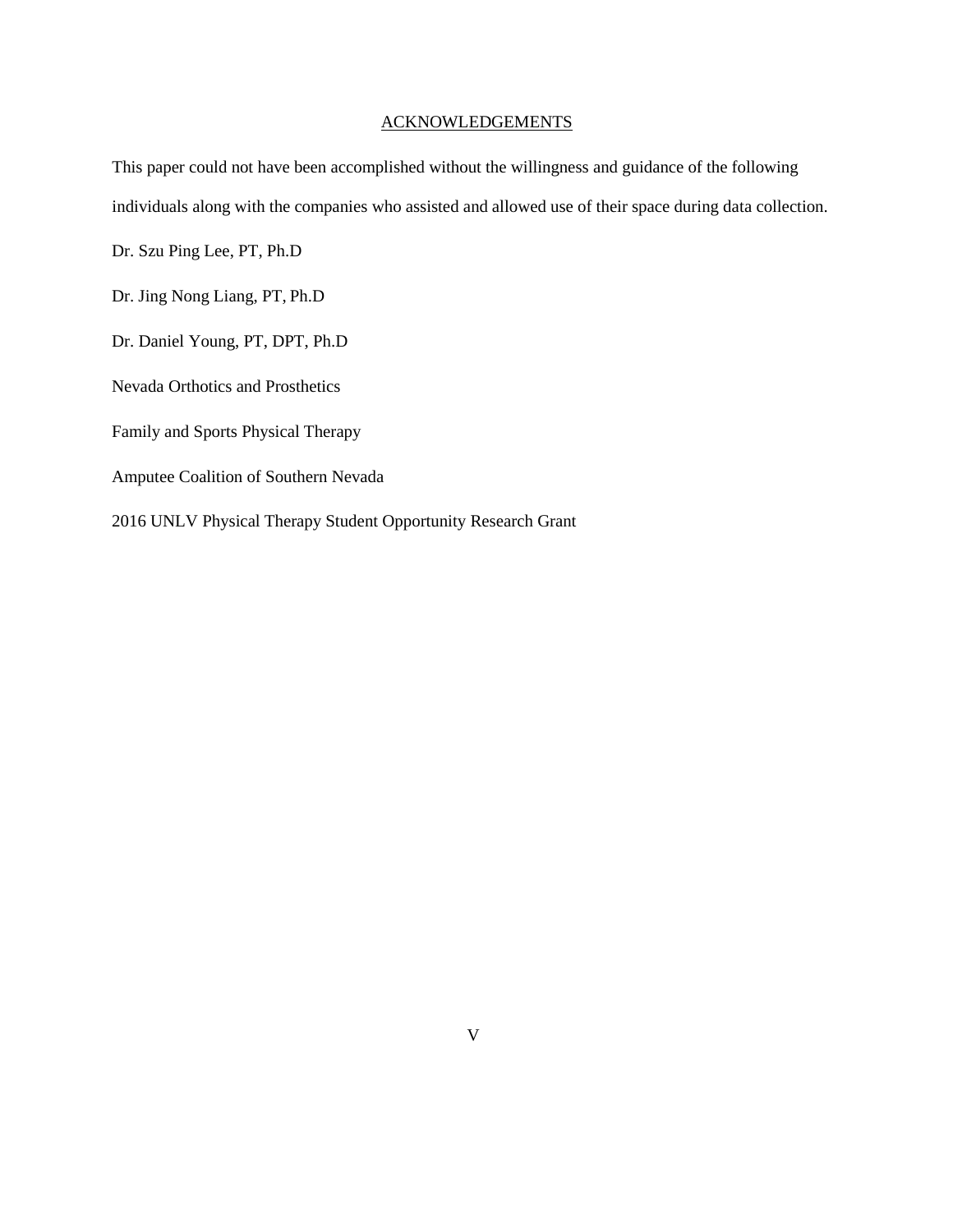## ACKNOWLEDGEMENTS

This paper could not have been accomplished without the willingness and guidance of the following individuals along with the companies who assisted and allowed use of their space during data collection.

Dr. Szu Ping Lee, PT, Ph.D

Dr. Jing Nong Liang, PT, Ph.D

Dr. Daniel Young, PT, DPT, Ph.D

Nevada Orthotics and Prosthetics

Family and Sports Physical Therapy

Amputee Coalition of Southern Nevada

2016 UNLV Physical Therapy Student Opportunity Research Grant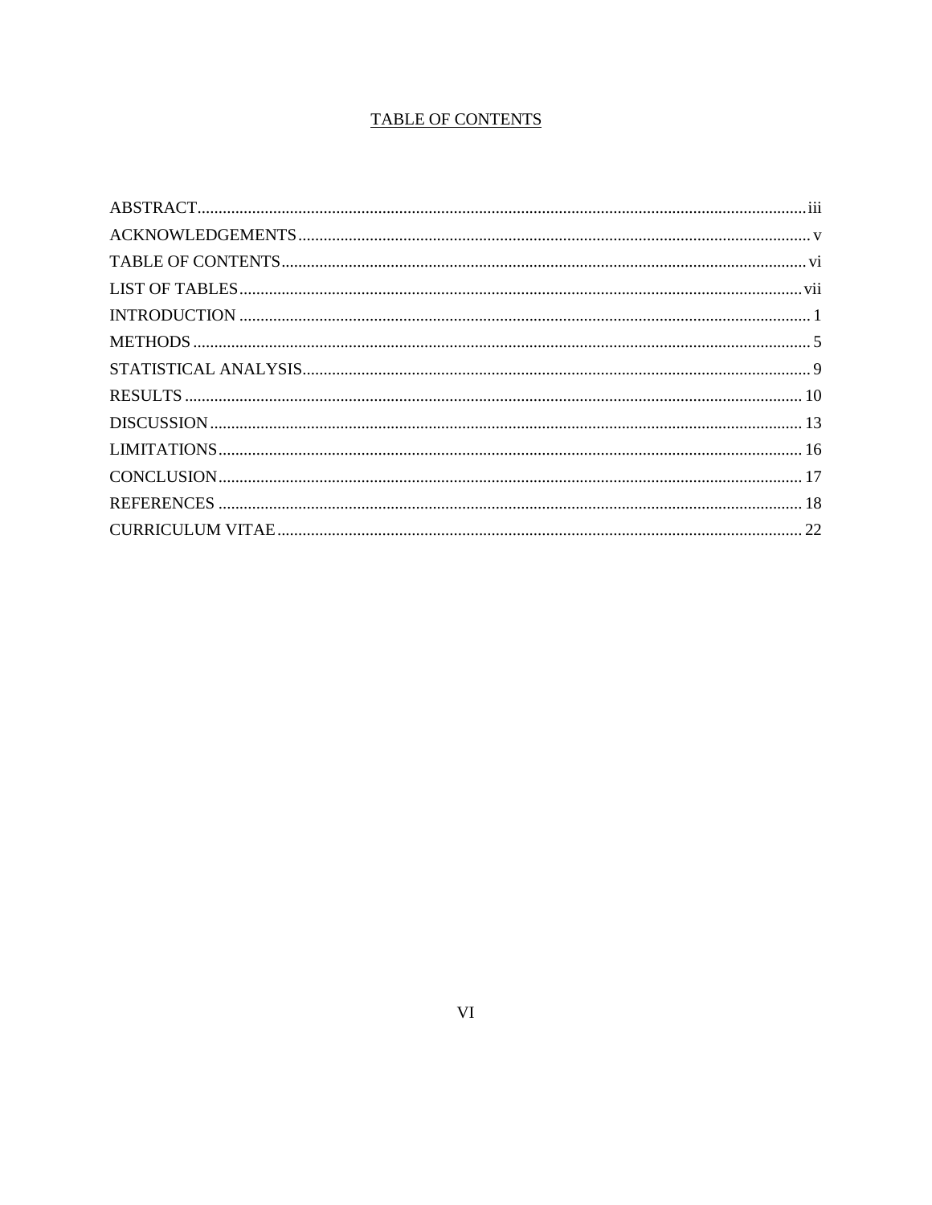# TABLE OF CONTENTS

ABSTRACT........................................................................................................................................iii

ACKNOWLEDGEMENTS........................................................................................................................ v

TABLE OF CONTENTS............................................................................................................................ vi

LIST OF TABLES.....................................................................................................................................vii

INTRODUCTION ...................................................................................................................................... 1

METHODS ................................................................................................................................................. 5

STATISTICAL ANALYSIS....................................................................................................................... 9

RESULTS ................................................................................................................................................. 10

DISCUSSION ........................................................................................................................................... 13

LIMITATIONS.......................................................................................................................................... 16

CONCLUSION.......................................................................................................................................... 17

REFERENCES ......................................................................................................................................... 18

CURRICULUM VITAE........................................................................................................................... 22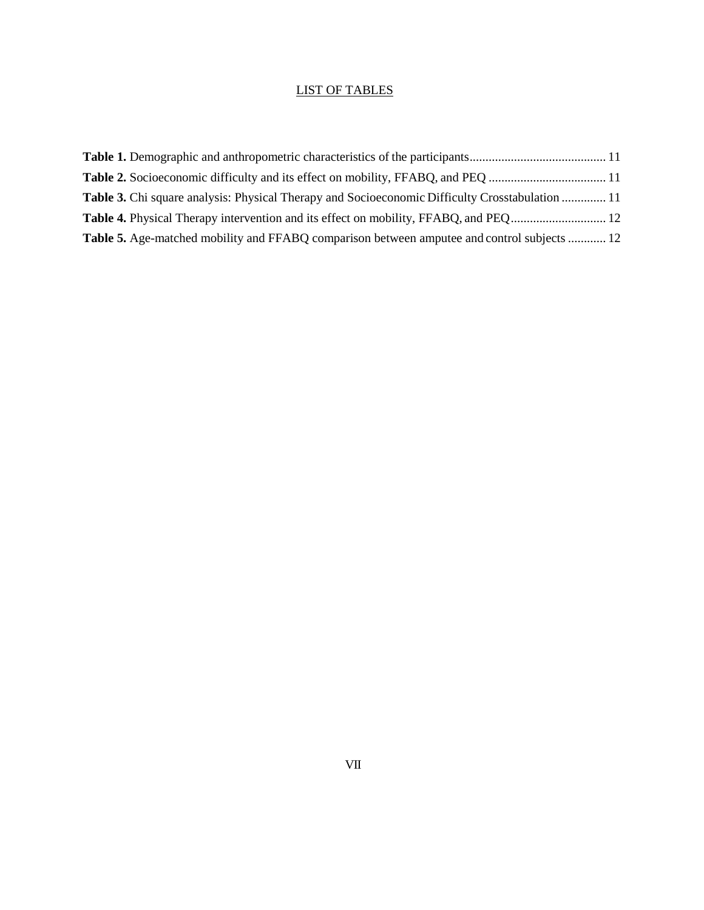## LIST OF TABLES

**Table 1.** Demographic and anthropometric characteristics of the participants .......................................... 11

**Table 2.** Socioeconomic difficulty and its effect on mobility, FFABQ, and PEQ .................................... 11

**Table 3.** Chi square analysis: Physical Therapy and Socioeconomic Difficulty Crosstabulation ............. 11

**Table 4.** Physical Therapy intervention and its effect on mobility, FFABQ, and PEQ.............................. 12

**Table 5.** Age-matched mobility and FFABQ comparison between amputee and control subjects ............ 12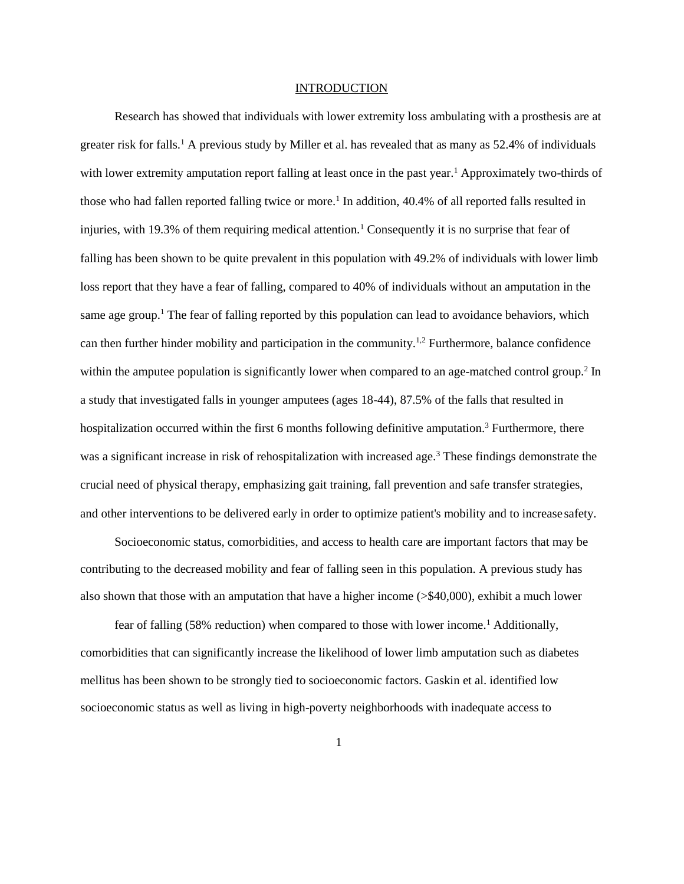# INTRODUCTION

Research has showed that individuals with lower extremity loss ambulating with a prosthesis are at greater risk for falls.[1] A previous study by Miller et al. has revealed that as many as 52.4% of individuals with lower extremity amputation report falling at least once in the past year.[1] Approximately two-thirds of those who had fallen reported falling twice or more.[1] In addition, 40.4% of all reported falls resulted in injuries, with 19.3% of them requiring medical attention.[1] Consequently it is no surprise that fear of falling has been shown to be quite prevalent in this population with 49.2% of individuals with lower limb loss report that they have a fear of falling, compared to 40% of individuals without an amputation in the same age group.[1] The fear of falling reported by this population can lead to avoidance behaviors, which can then further hinder mobility and participation in the community.[1,2] Furthermore, balance confidence within the amputee population is significantly lower when compared to an age-matched control group.[2] In a study that investigated falls in younger amputees (ages 18-44), 87.5% of the falls that resulted in hospitalization occurred within the first 6 months following definitive amputation.[3] Furthermore, there was a significant increase in risk of rehospitalization with increased age.[3] These findings demonstrate the crucial need of physical therapy, emphasizing gait training, fall prevention and safe transfer strategies, and other interventions to be delivered early in order to optimize patient's mobility and to increase safety.

Socioeconomic status, comorbidities, and access to health care are important factors that may be contributing to the decreased mobility and fear of falling seen in this population. A previous study has also shown that those with an amputation that have a higher income (>$40,000), exhibit a much lower fear of falling (58% reduction) when compared to those with lower income.[1] Additionally, comorbidities that can significantly increase the likelihood of lower limb amputation such as diabetes mellitus has been shown to be strongly tied to socioeconomic factors. Gaskin et al. identified low socioeconomic status as well as living in high-poverty neighborhoods with inadequate access to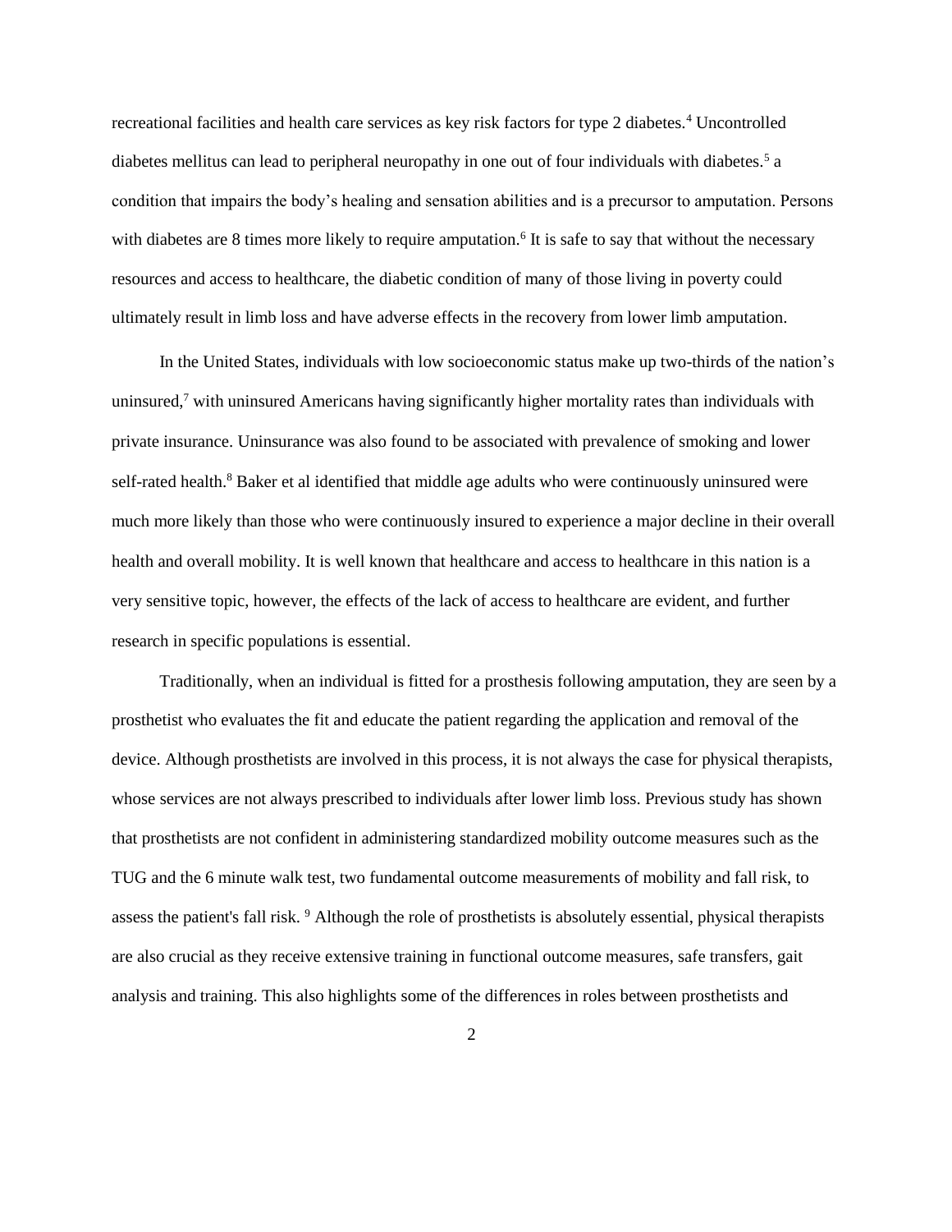recreational facilities and health care services as key risk factors for type 2 diabetes.[4] Uncontrolled diabetes mellitus can lead to peripheral neuropathy in one out of four individuals with diabetes.[5] a condition that impairs the body's healing and sensation abilities and is a precursor to amputation. Persons with diabetes are 8 times more likely to require amputation.[6] It is safe to say that without the necessary resources and access to healthcare, the diabetic condition of many of those living in poverty could ultimately result in limb loss and have adverse effects in the recovery from lower limb amputation.

In the United States, individuals with low socioeconomic status make up two-thirds of the nation's uninsured,[7] with uninsured Americans having significantly higher mortality rates than individuals with private insurance. Uninsurance was also found to be associated with prevalence of smoking and lower self-rated health.[8] Baker et al identified that middle age adults who were continuously uninsured were much more likely than those who were continuously insured to experience a major decline in their overall health and overall mobility. It is well known that healthcare and access to healthcare in this nation is a very sensitive topic, however, the effects of the lack of access to healthcare are evident, and further research in specific populations is essential.

Traditionally, when an individual is fitted for a prosthesis following amputation, they are seen by a prosthetist who evaluates the fit and educate the patient regarding the application and removal of the device. Although prosthetists are involved in this process, it is not always the case for physical therapists, whose services are not always prescribed to individuals after lower limb loss. Previous study has shown that prosthetists are not confident in administering standardized mobility outcome measures such as the TUG and the 6 minute walk test, two fundamental outcome measurements of mobility and fall risk, to assess the patient's fall risk. [9] Although the role of prosthetists is absolutely essential, physical therapists are also crucial as they receive extensive training in functional outcome measures, safe transfers, gait analysis and training. This also highlights some of the differences in roles between prosthetists and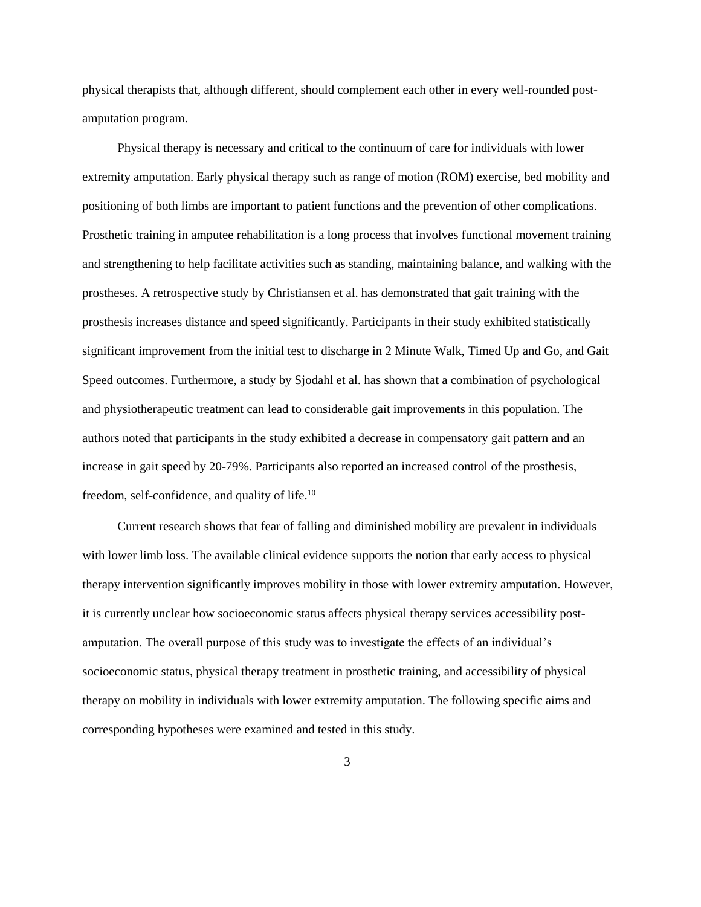physical therapists that, although different, should complement each other in every well-rounded post-amputation program.

Physical therapy is necessary and critical to the continuum of care for individuals with lower extremity amputation. Early physical therapy such as range of motion (ROM) exercise, bed mobility and positioning of both limbs are important to patient functions and the prevention of other complications. Prosthetic training in amputee rehabilitation is a long process that involves functional movement training and strengthening to help facilitate activities such as standing, maintaining balance, and walking with the prostheses. A retrospective study by Christiansen et al. has demonstrated that gait training with the prosthesis increases distance and speed significantly. Participants in their study exhibited statistically significant improvement from the initial test to discharge in 2 Minute Walk, Timed Up and Go, and Gait Speed outcomes. Furthermore, a study by Sjodahl et al. has shown that a combination of psychological and physiotherapeutic treatment can lead to considerable gait improvements in this population. The authors noted that participants in the study exhibited a decrease in compensatory gait pattern and an increase in gait speed by 20-79%. Participants also reported an increased control of the prosthesis, freedom, self-confidence, and quality of life.[10]

Current research shows that fear of falling and diminished mobility are prevalent in individuals with lower limb loss. The available clinical evidence supports the notion that early access to physical therapy intervention significantly improves mobility in those with lower extremity amputation. However, it is currently unclear how socioeconomic status affects physical therapy services accessibility post-amputation. The overall purpose of this study was to investigate the effects of an individual's socioeconomic status, physical therapy treatment in prosthetic training, and accessibility of physical therapy on mobility in individuals with lower extremity amputation. The following specific aims and corresponding hypotheses were examined and tested in this study.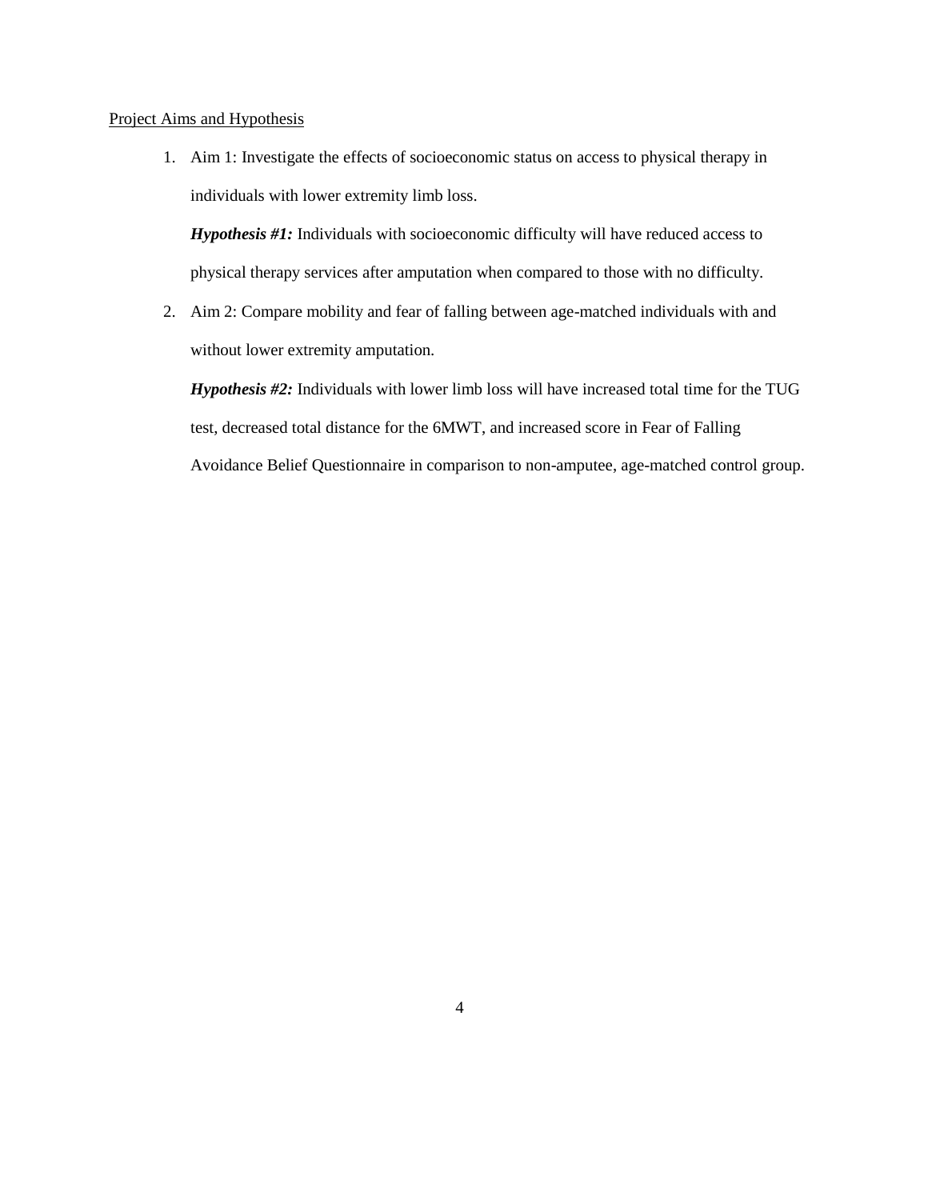## Project Aims and Hypothesis

1. Aim 1: Investigate the effects of socioeconomic status on access to physical therapy in individuals with lower extremity limb loss.

   ***Hypothesis #1:*** Individuals with socioeconomic difficulty will have reduced access to physical therapy services after amputation when compared to those with no difficulty.

2. Aim 2: Compare mobility and fear of falling between age-matched individuals with and without lower extremity amputation.

   ***Hypothesis #2:*** Individuals with lower limb loss will have increased total time for the TUG test, decreased total distance for the 6MWT, and increased score in Fear of Falling Avoidance Belief Questionnaire in comparison to non-amputee, age-matched control group.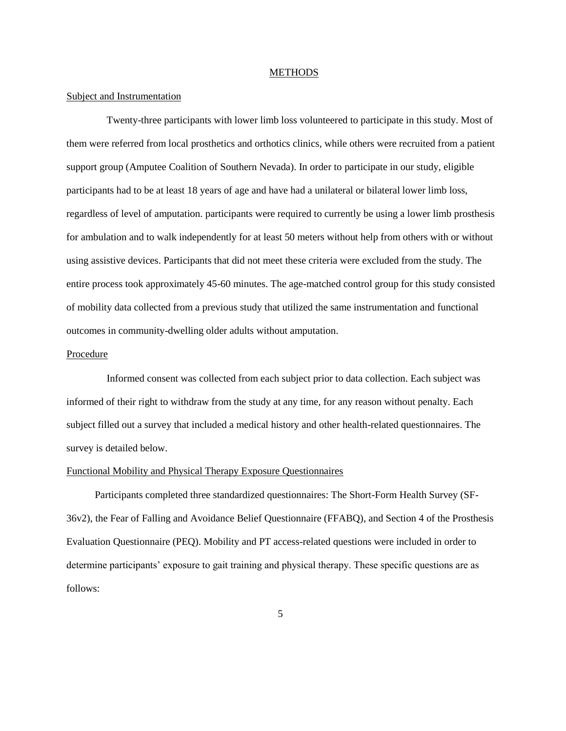# METHODS

## Subject and Instrumentation

Twenty-three participants with lower limb loss volunteered to participate in this study. Most of them were referred from local prosthetics and orthotics clinics, while others were recruited from a patient support group (Amputee Coalition of Southern Nevada). In order to participate in our study, eligible participants had to be at least 18 years of age and have had a unilateral or bilateral lower limb loss, regardless of level of amputation. participants were required to currently be using a lower limb prosthesis for ambulation and to walk independently for at least 50 meters without help from others with or without using assistive devices. Participants that did not meet these criteria were excluded from the study. The entire process took approximately 45-60 minutes. The age-matched control group for this study consisted of mobility data collected from a previous study that utilized the same instrumentation and functional outcomes in community-dwelling older adults without amputation.

## Procedure

Informed consent was collected from each subject prior to data collection. Each subject was informed of their right to withdraw from the study at any time, for any reason without penalty. Each subject filled out a survey that included a medical history and other health-related questionnaires. The survey is detailed below.

## Functional Mobility and Physical Therapy Exposure Questionnaires

Participants completed three standardized questionnaires: The Short-Form Health Survey (SF-36v2), the Fear of Falling and Avoidance Belief Questionnaire (FFABQ), and Section 4 of the Prosthesis Evaluation Questionnaire (PEQ). Mobility and PT access-related questions were included in order to determine participants' exposure to gait training and physical therapy. These specific questions are as follows: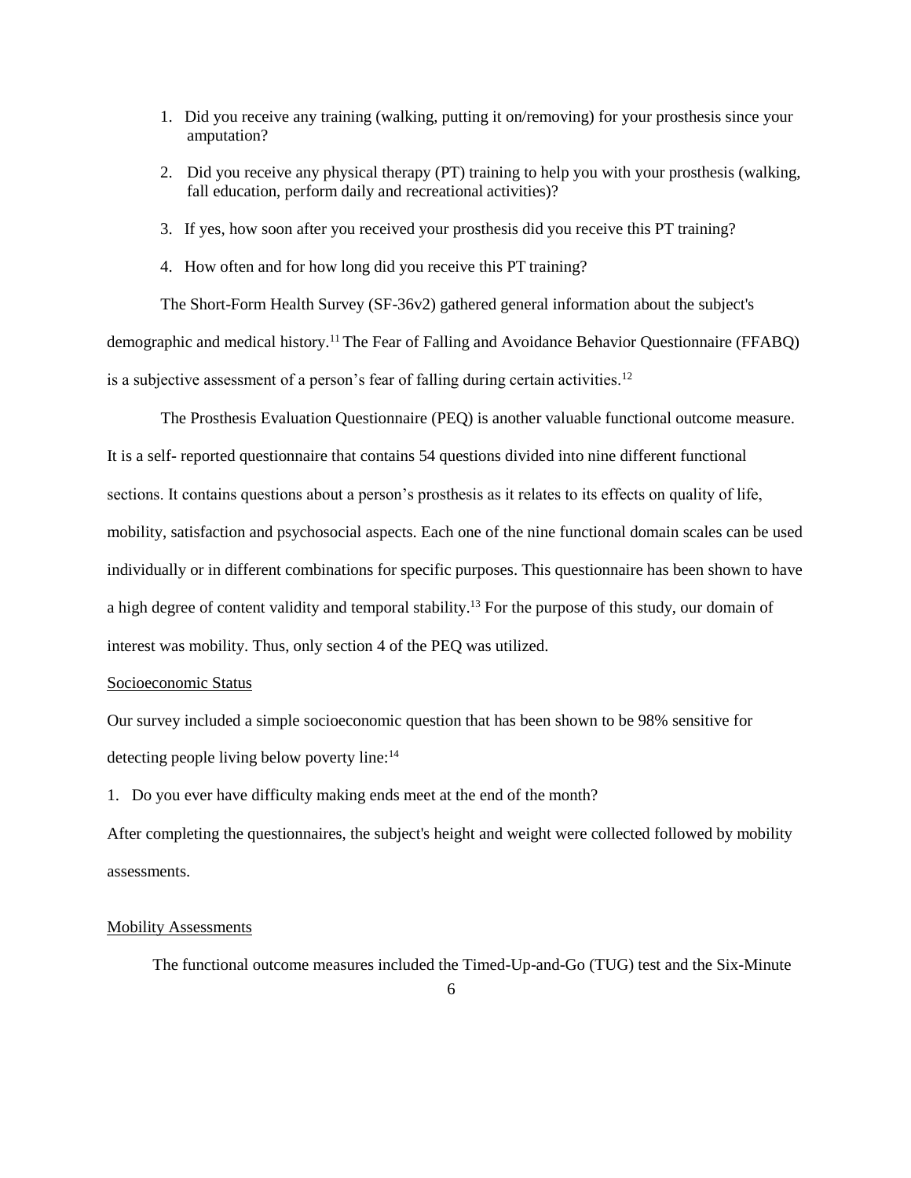1. Did you receive any training (walking, putting it on/removing) for your prosthesis since your amputation?

2. Did you receive any physical therapy (PT) training to help you with your prosthesis (walking, fall education, perform daily and recreational activities)?

3. If yes, how soon after you received your prosthesis did you receive this PT training?

4. How often and for how long did you receive this PT training?

The Short-Form Health Survey (SF-36v2) gathered general information about the subject's demographic and medical history.[11] The Fear of Falling and Avoidance Behavior Questionnaire (FFABQ) is a subjective assessment of a person's fear of falling during certain activities.[12]

The Prosthesis Evaluation Questionnaire (PEQ) is another valuable functional outcome measure. It is a self- reported questionnaire that contains 54 questions divided into nine different functional sections. It contains questions about a person's prosthesis as it relates to its effects on quality of life, mobility, satisfaction and psychosocial aspects. Each one of the nine functional domain scales can be used individually or in different combinations for specific purposes. This questionnaire has been shown to have a high degree of content validity and temporal stability.[13] For the purpose of this study, our domain of interest was mobility. Thus, only section 4 of the PEQ was utilized.

Socioeconomic Status

Our survey included a simple socioeconomic question that has been shown to be 98% sensitive for detecting people living below poverty line:[14]

1. Do you ever have difficulty making ends meet at the end of the month?

After completing the questionnaires, the subject's height and weight were collected followed by mobility assessments.

Mobility Assessments

The functional outcome measures included the Timed-Up-and-Go (TUG) test and the Six-Minute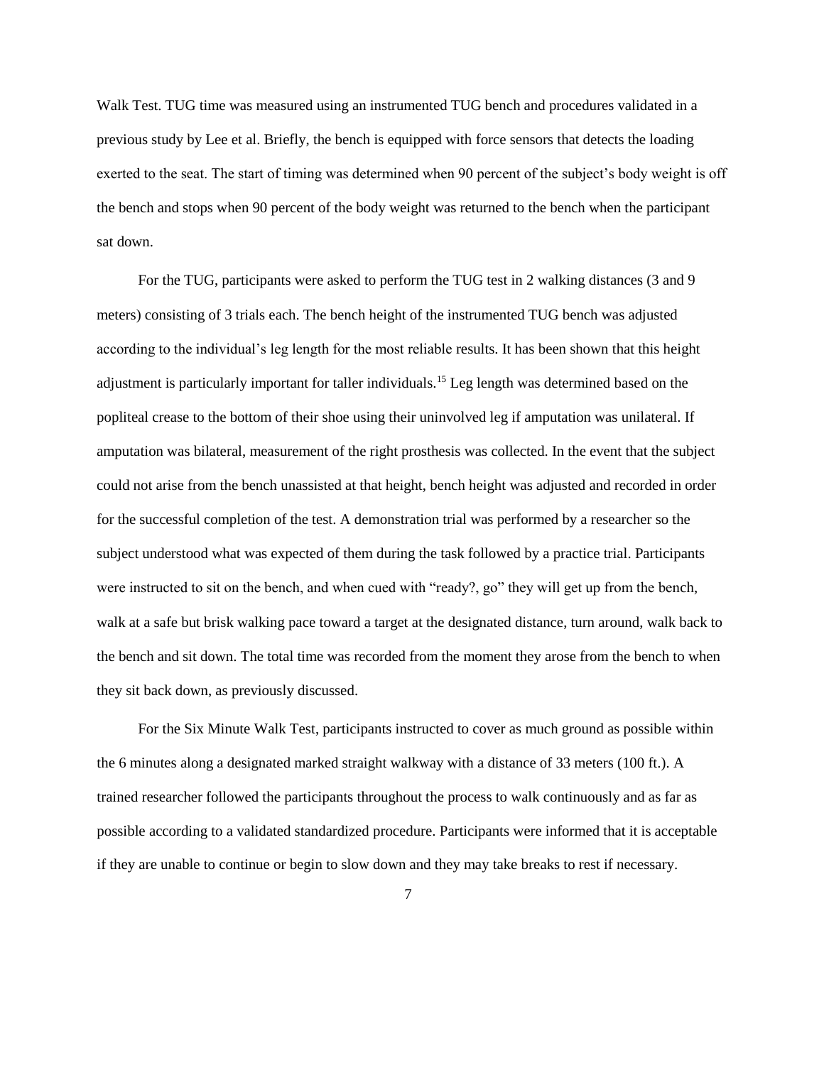Walk Test. TUG time was measured using an instrumented TUG bench and procedures validated in a previous study by Lee et al. Briefly, the bench is equipped with force sensors that detects the loading exerted to the seat. The start of timing was determined when 90 percent of the subject's body weight is off the bench and stops when 90 percent of the body weight was returned to the bench when the participant sat down.

For the TUG, participants were asked to perform the TUG test in 2 walking distances (3 and 9 meters) consisting of 3 trials each. The bench height of the instrumented TUG bench was adjusted according to the individual's leg length for the most reliable results. It has been shown that this height adjustment is particularly important for taller individuals.[15] Leg length was determined based on the popliteal crease to the bottom of their shoe using their uninvolved leg if amputation was unilateral. If amputation was bilateral, measurement of the right prosthesis was collected. In the event that the subject could not arise from the bench unassisted at that height, bench height was adjusted and recorded in order for the successful completion of the test. A demonstration trial was performed by a researcher so the subject understood what was expected of them during the task followed by a practice trial. Participants were instructed to sit on the bench, and when cued with "ready?, go" they will get up from the bench, walk at a safe but brisk walking pace toward a target at the designated distance, turn around, walk back to the bench and sit down. The total time was recorded from the moment they arose from the bench to when they sit back down, as previously discussed.

For the Six Minute Walk Test, participants instructed to cover as much ground as possible within the 6 minutes along a designated marked straight walkway with a distance of 33 meters (100 ft.). A trained researcher followed the participants throughout the process to walk continuously and as far as possible according to a validated standardized procedure. Participants were informed that it is acceptable if they are unable to continue or begin to slow down and they may take breaks to rest if necessary.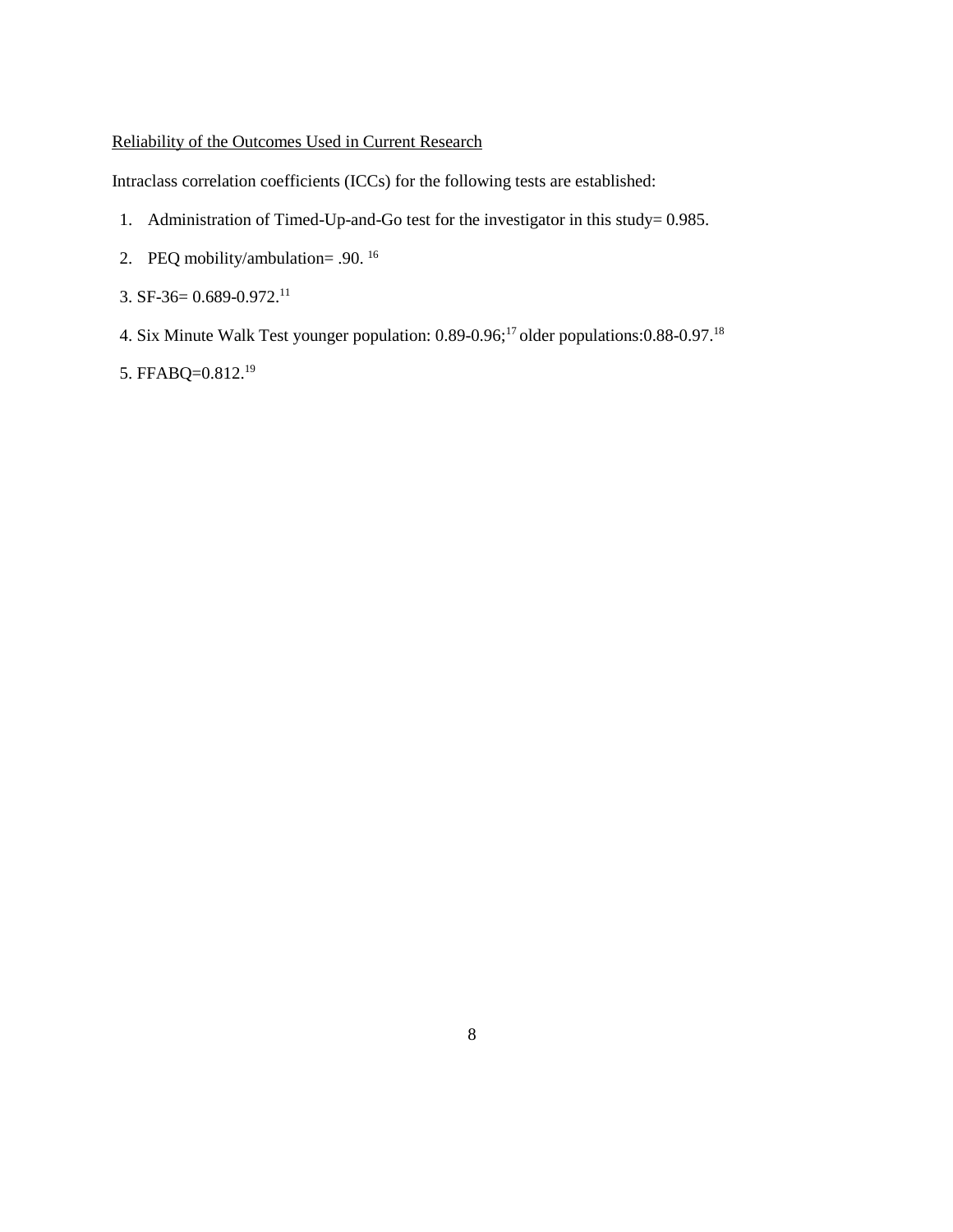Reliability of the Outcomes Used in Current Research

Intraclass correlation coefficients (ICCs) for the following tests are established:

1. Administration of Timed-Up-and-Go test for the investigator in this study= 0.985.
2. PEQ mobility/ambulation= .90. [16]
3. SF-36= 0.689-0.972.[11]
4. Six Minute Walk Test younger population: 0.89-0.96;[17] older populations:0.88-0.97.[18]
5. FFABQ=0.812.[19]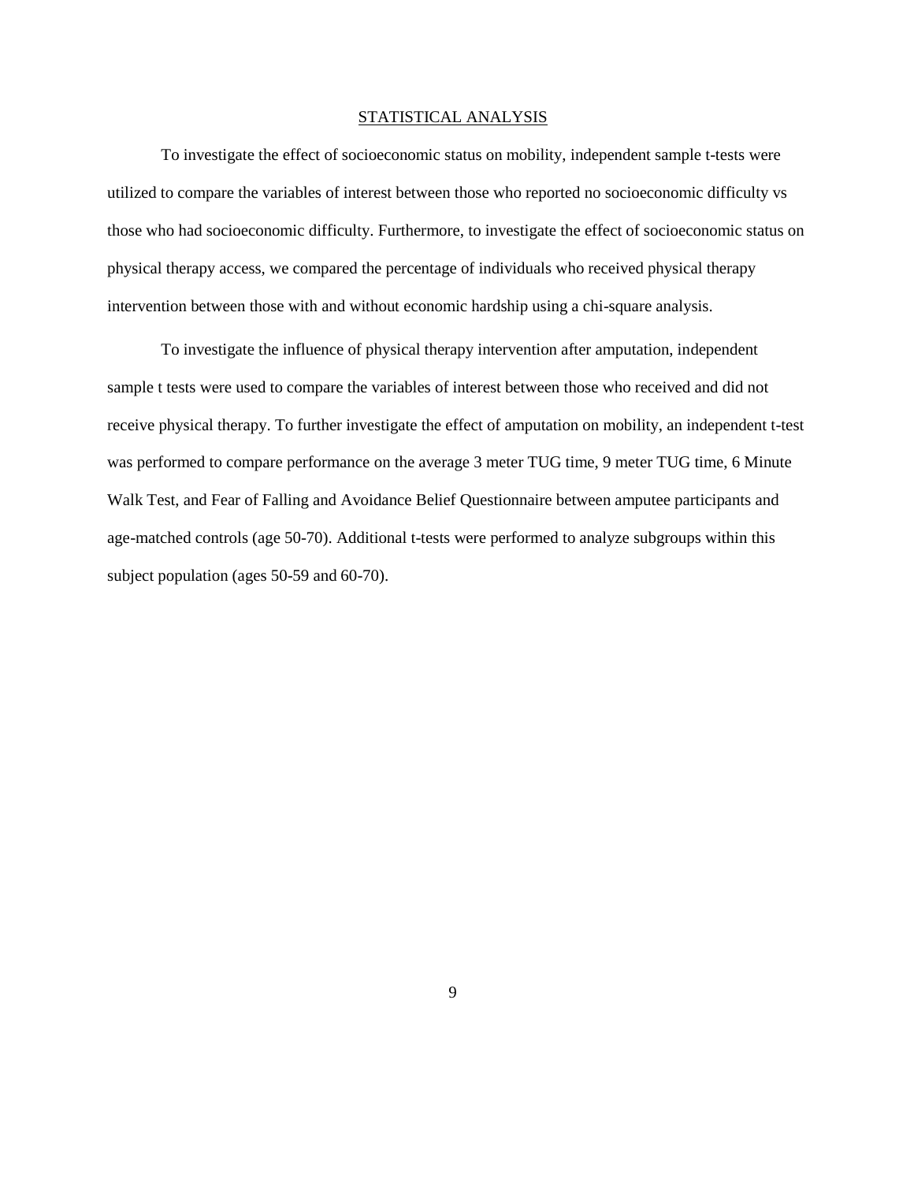## STATISTICAL ANALYSIS

To investigate the effect of socioeconomic status on mobility, independent sample t-tests were utilized to compare the variables of interest between those who reported no socioeconomic difficulty vs those who had socioeconomic difficulty. Furthermore, to investigate the effect of socioeconomic status on physical therapy access, we compared the percentage of individuals who received physical therapy intervention between those with and without economic hardship using a chi-square analysis.

To investigate the influence of physical therapy intervention after amputation, independent sample t tests were used to compare the variables of interest between those who received and did not receive physical therapy. To further investigate the effect of amputation on mobility, an independent t-test was performed to compare performance on the average 3 meter TUG time, 9 meter TUG time, 6 Minute Walk Test, and Fear of Falling and Avoidance Belief Questionnaire between amputee participants and age-matched controls (age 50-70). Additional t-tests were performed to analyze subgroups within this subject population (ages 50-59 and 60-70).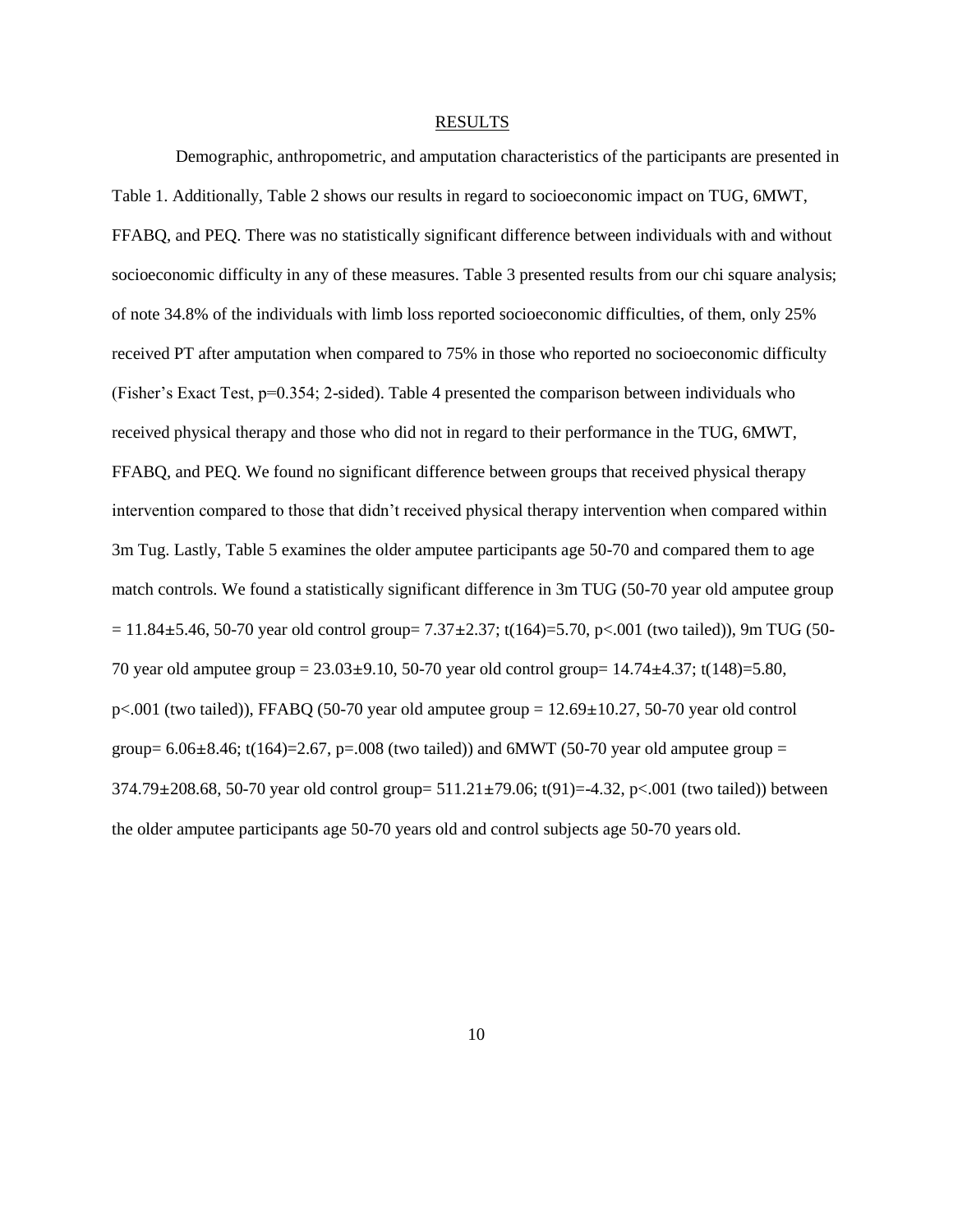## RESULTS

Demographic, anthropometric, and amputation characteristics of the participants are presented in Table 1. Additionally, Table 2 shows our results in regard to socioeconomic impact on TUG, 6MWT, FFABQ, and PEQ. There was no statistically significant difference between individuals with and without socioeconomic difficulty in any of these measures. Table 3 presented results from our chi square analysis; of note 34.8% of the individuals with limb loss reported socioeconomic difficulties, of them, only 25% received PT after amputation when compared to 75% in those who reported no socioeconomic difficulty (Fisher's Exact Test, $p=0.354$; 2-sided). Table 4 presented the comparison between individuals who received physical therapy and those who did not in regard to their performance in the TUG, 6MWT, FFABQ, and PEQ. We found no significant difference between groups that received physical therapy intervention compared to those that didn't received physical therapy intervention when compared within 3m Tug. Lastly, Table 5 examines the older amputee participants age 50-70 and compared them to age match controls. We found a statistically significant difference in 3m TUG (50-70 year old amputee group $= 11.84 \pm 5.46$, 50-70 year old control group$= 7.37 \pm 2.37$; $t(164)=5.70$, $p<.001$ (two tailed)), 9m TUG (50-70 year old amputee group $= 23.03 \pm 9.10$, 50-70 year old control group$= 14.74 \pm 4.37$; $t(148)=5.80$, $p<.001$ (two tailed)), FFABQ (50-70 year old amputee group $= 12.69 \pm 10.27$, 50-70 year old control group$= 6.06 \pm 8.46$; $t(164)=2.67$, $p=.008$ (two tailed)) and 6MWT (50-70 year old amputee group $= 374.79 \pm 208.68$, 50-70 year old control group$= 511.21 \pm 79.06$; $t(91)=-4.32$, $p<.001$ (two tailed)) between the older amputee participants age 50-70 years old and control subjects age 50-70 years old.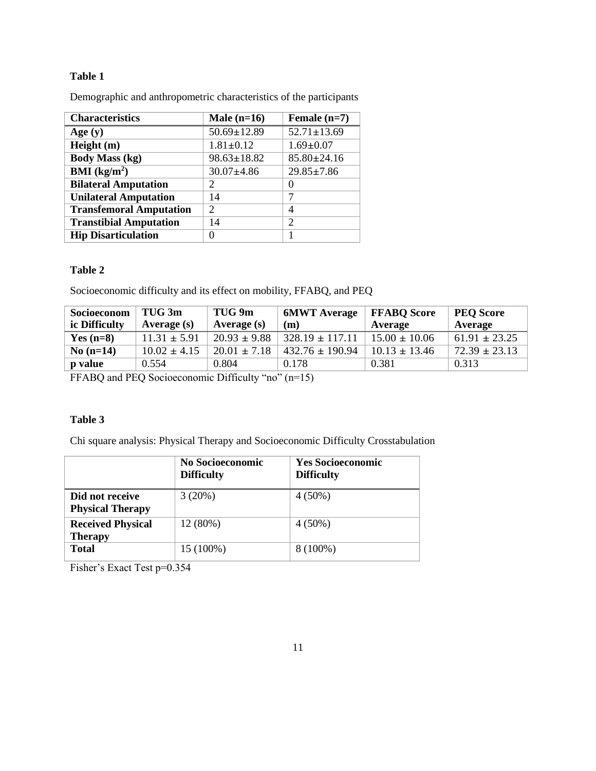**Table 1**

Demographic and anthropometric characteristics of the participants

| Characteristics | Male (n=16) | Female (n=7) |
|---|---|---|
| **Age (y)** | 50.69±12.89 | 52.71±13.69 |
| **Height (m)** | 1.81±0.12 | 1.69±0.07 |
| **Body Mass (kg)** | 98.63±18.82 | 85.80±24.16 |
| **BMI (kg/m$^2$)** | 30.07±4.86 | 29.85±7.86 |
| **Bilateral Amputation** | 2 | 0 |
| **Unilateral Amputation** | 14 | 7 |
| **Transfemoral Amputation** | 2 | 4 |
| **Transtibial Amputation** | 14 | 2 |
| **Hip Disarticulation** | 0 | 1 |

**Table 2**

Socioeconomic difficulty and its effect on mobility, FFABQ, and PEQ

| Socioeconomic Difficulty | TUG 3m Average (s) | TUG 9m Average (s) | 6MWT Average (m) | FFABQ Score Average | PEQ Score Average |
|---|---|---|---|---|---|
| **Yes (n=8)** | 11.31 ± 5.91 | 20.93 ± 9.88 | 328.19 ± 117.11 | 15.00 ± 10.06 | 61.91 ± 23.25 |
| **No (n=14)** | 10.02 ± 4.15 | 20.01 ± 7.18 | 432.76 ± 190.94 | 10.13 ± 13.46 | 72.39 ± 23.13 |
| **p value** | 0.554 | 0.804 | 0.178 | 0.381 | 0.313 |

FFABQ and PEQ Socioeconomic Difficulty "no" (n=15)

**Table 3**

Chi square analysis: Physical Therapy and Socioeconomic Difficulty Crosstabulation

| | No Socioeconomic Difficulty | Yes Socioeconomic Difficulty |
|---|---|---|
| **Did not receive Physical Therapy** | 3 (20%) | 4 (50%) |
| **Received Physical Therapy** | 12 (80%) | 4 (50%) |
| **Total** | 15 (100%) | 8 (100%) |

Fisher's Exact Test p=0.354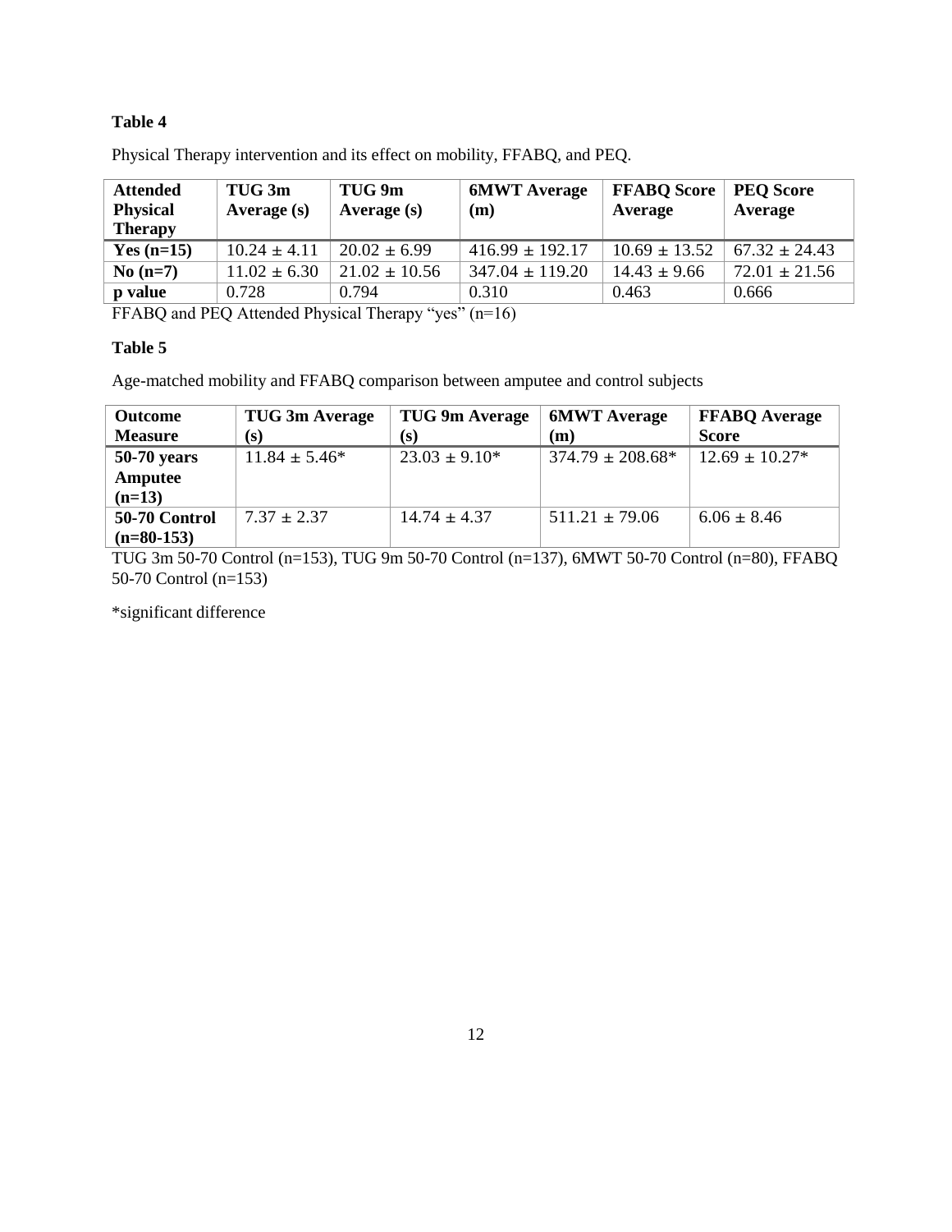**Table 4**

Physical Therapy intervention and its effect on mobility, FFABQ, and PEQ.

| Attended Physical Therapy | TUG 3m Average (s) | TUG 9m Average (s) | 6MWT Average (m) | FFABQ Score Average | PEQ Score Average |
|---|---|---|---|---|---|
| **Yes (n=15)** | 10.24 ± 4.11 | 20.02 ± 6.99 | 416.99 ± 192.17 | 10.69 ± 13.52 | 67.32 ± 24.43 |
| **No (n=7)** | 11.02 ± 6.30 | 21.02 ± 10.56 | 347.04 ± 119.20 | 14.43 ± 9.66 | 72.01 ± 21.56 |
| **p value** | 0.728 | 0.794 | 0.310 | 0.463 | 0.666 |

FFABQ and PEQ Attended Physical Therapy "yes" (n=16)

**Table 5**

Age-matched mobility and FFABQ comparison between amputee and control subjects

| Outcome Measure | TUG 3m Average (s) | TUG 9m Average (s) | 6MWT Average (m) | FFABQ Average Score |
|---|---|---|---|---|
| **50-70 years Amputee (n=13)** | 11.84 ± 5.46* | 23.03 ± 9.10* | 374.79 ± 208.68* | 12.69 ± 10.27* |
| **50-70 Control (n=80-153)** | 7.37 ± 2.37 | 14.74 ± 4.37 | 511.21 ± 79.06 | 6.06 ± 8.46 |

TUG 3m 50-70 Control (n=153), TUG 9m 50-70 Control (n=137), 6MWT 50-70 Control (n=80), FFABQ 50-70 Control (n=153)

*significant difference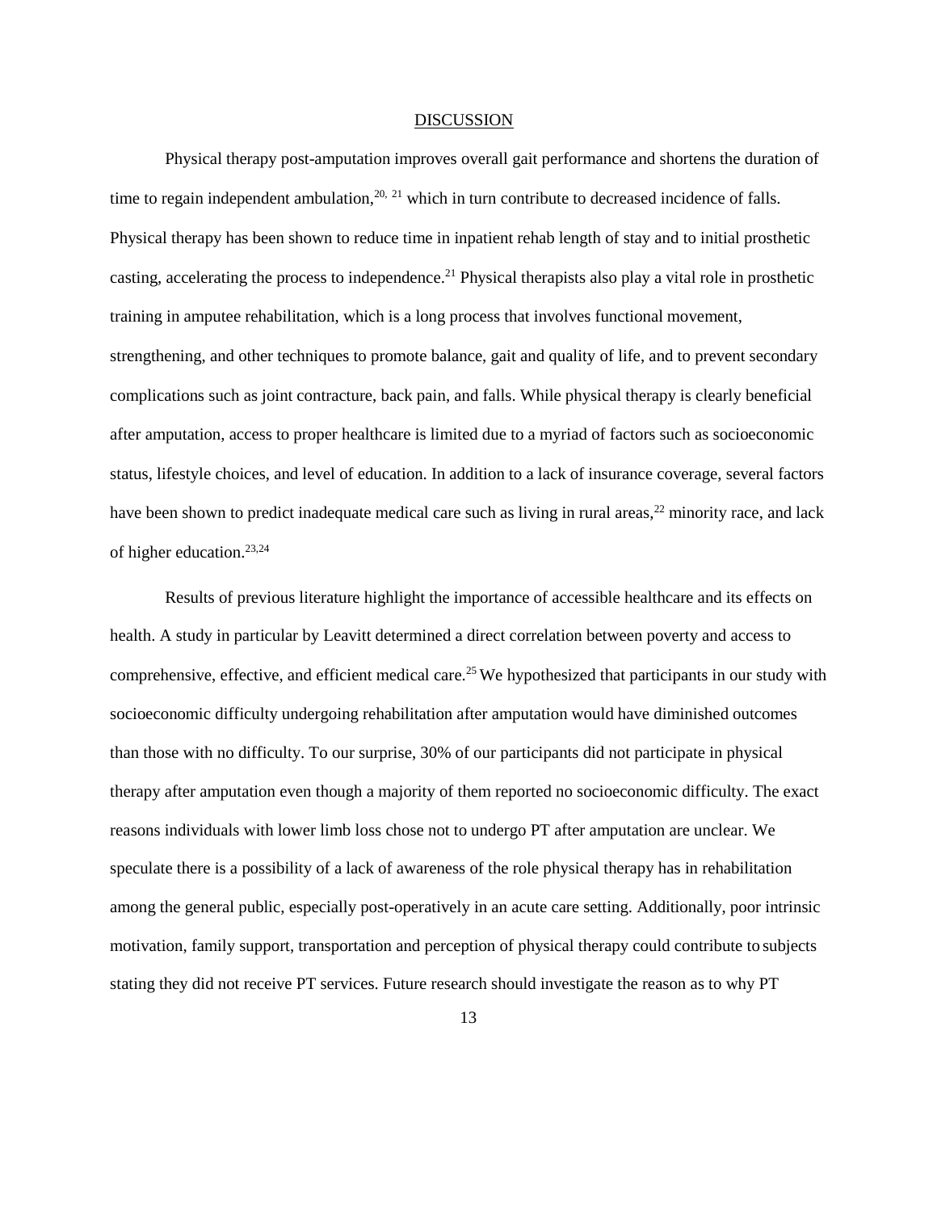## DISCUSSION

Physical therapy post-amputation improves overall gait performance and shortens the duration of time to regain independent ambulation,[20, 21] which in turn contribute to decreased incidence of falls. Physical therapy has been shown to reduce time in inpatient rehab length of stay and to initial prosthetic casting, accelerating the process to independence.[21] Physical therapists also play a vital role in prosthetic training in amputee rehabilitation, which is a long process that involves functional movement, strengthening, and other techniques to promote balance, gait and quality of life, and to prevent secondary complications such as joint contracture, back pain, and falls. While physical therapy is clearly beneficial after amputation, access to proper healthcare is limited due to a myriad of factors such as socioeconomic status, lifestyle choices, and level of education. In addition to a lack of insurance coverage, several factors have been shown to predict inadequate medical care such as living in rural areas,[22] minority race, and lack of higher education.[23,24]

Results of previous literature highlight the importance of accessible healthcare and its effects on health. A study in particular by Leavitt determined a direct correlation between poverty and access to comprehensive, effective, and efficient medical care.[25] We hypothesized that participants in our study with socioeconomic difficulty undergoing rehabilitation after amputation would have diminished outcomes than those with no difficulty. To our surprise, 30% of our participants did not participate in physical therapy after amputation even though a majority of them reported no socioeconomic difficulty. The exact reasons individuals with lower limb loss chose not to undergo PT after amputation are unclear. We speculate there is a possibility of a lack of awareness of the role physical therapy has in rehabilitation among the general public, especially post-operatively in an acute care setting. Additionally, poor intrinsic motivation, family support, transportation and perception of physical therapy could contribute to subjects stating they did not receive PT services. Future research should investigate the reason as to why PT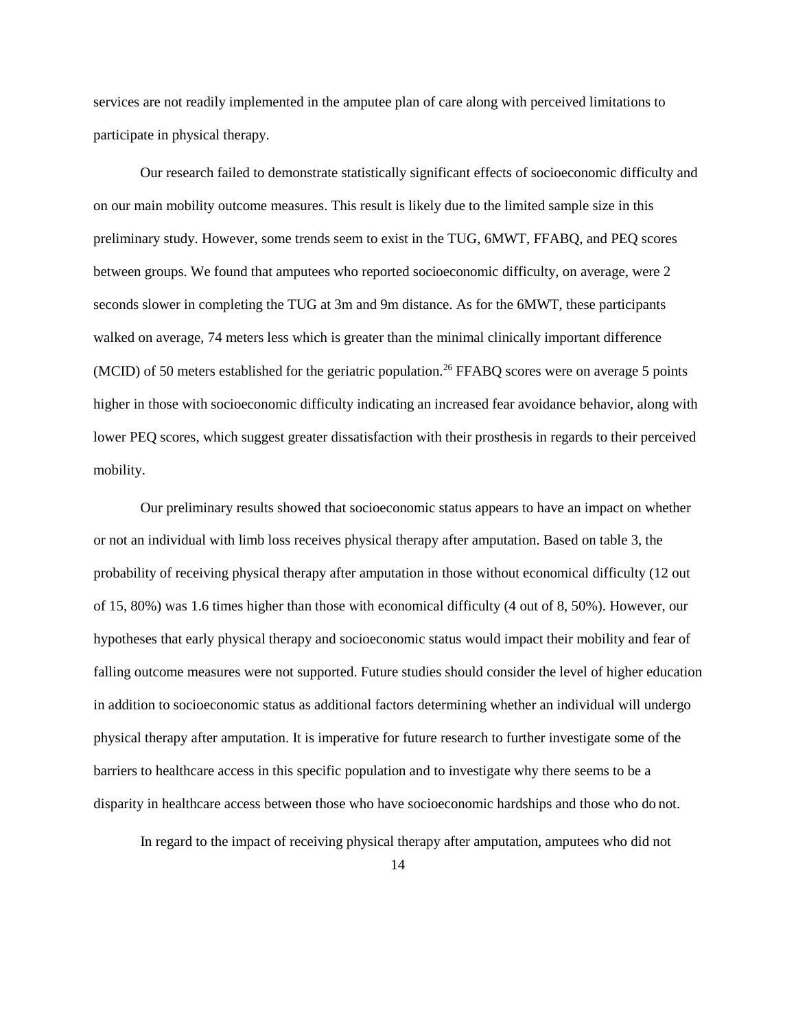services are not readily implemented in the amputee plan of care along with perceived limitations to participate in physical therapy.

Our research failed to demonstrate statistically significant effects of socioeconomic difficulty and on our main mobility outcome measures. This result is likely due to the limited sample size in this preliminary study. However, some trends seem to exist in the TUG, 6MWT, FFABQ, and PEQ scores between groups. We found that amputees who reported socioeconomic difficulty, on average, were 2 seconds slower in completing the TUG at 3m and 9m distance. As for the 6MWT, these participants walked on average, 74 meters less which is greater than the minimal clinically important difference (MCID) of 50 meters established for the geriatric population.[26] FFABQ scores were on average 5 points higher in those with socioeconomic difficulty indicating an increased fear avoidance behavior, along with lower PEQ scores, which suggest greater dissatisfaction with their prosthesis in regards to their perceived mobility.

Our preliminary results showed that socioeconomic status appears to have an impact on whether or not an individual with limb loss receives physical therapy after amputation. Based on table 3, the probability of receiving physical therapy after amputation in those without economical difficulty (12 out of 15, 80%) was 1.6 times higher than those with economical difficulty (4 out of 8, 50%). However, our hypotheses that early physical therapy and socioeconomic status would impact their mobility and fear of falling outcome measures were not supported. Future studies should consider the level of higher education in addition to socioeconomic status as additional factors determining whether an individual will undergo physical therapy after amputation. It is imperative for future research to further investigate some of the barriers to healthcare access in this specific population and to investigate why there seems to be a disparity in healthcare access between those who have socioeconomic hardships and those who do not.

In regard to the impact of receiving physical therapy after amputation, amputees who did not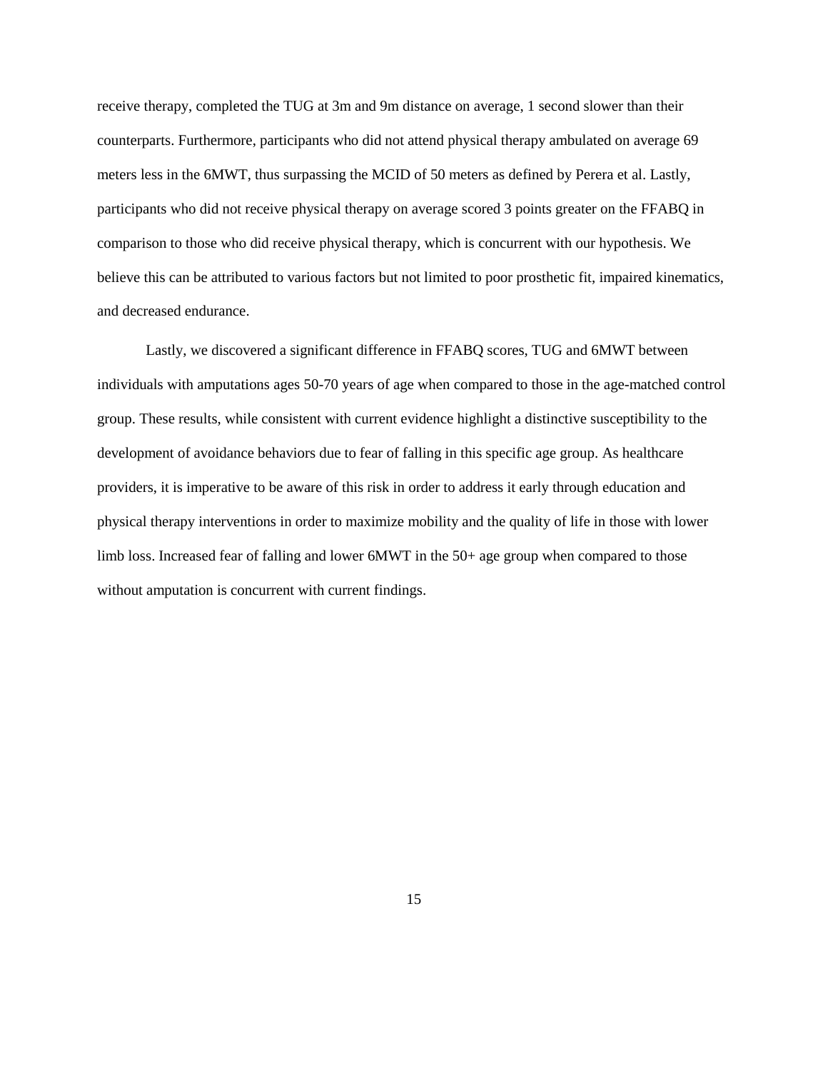receive therapy, completed the TUG at 3m and 9m distance on average, 1 second slower than their counterparts. Furthermore, participants who did not attend physical therapy ambulated on average 69 meters less in the 6MWT, thus surpassing the MCID of 50 meters as defined by Perera et al. Lastly, participants who did not receive physical therapy on average scored 3 points greater on the FFABQ in comparison to those who did receive physical therapy, which is concurrent with our hypothesis. We believe this can be attributed to various factors but not limited to poor prosthetic fit, impaired kinematics, and decreased endurance.

Lastly, we discovered a significant difference in FFABQ scores, TUG and 6MWT between individuals with amputations ages 50-70 years of age when compared to those in the age-matched control group. These results, while consistent with current evidence highlight a distinctive susceptibility to the development of avoidance behaviors due to fear of falling in this specific age group. As healthcare providers, it is imperative to be aware of this risk in order to address it early through education and physical therapy interventions in order to maximize mobility and the quality of life in those with lower limb loss. Increased fear of falling and lower 6MWT in the 50+ age group when compared to those without amputation is concurrent with current findings.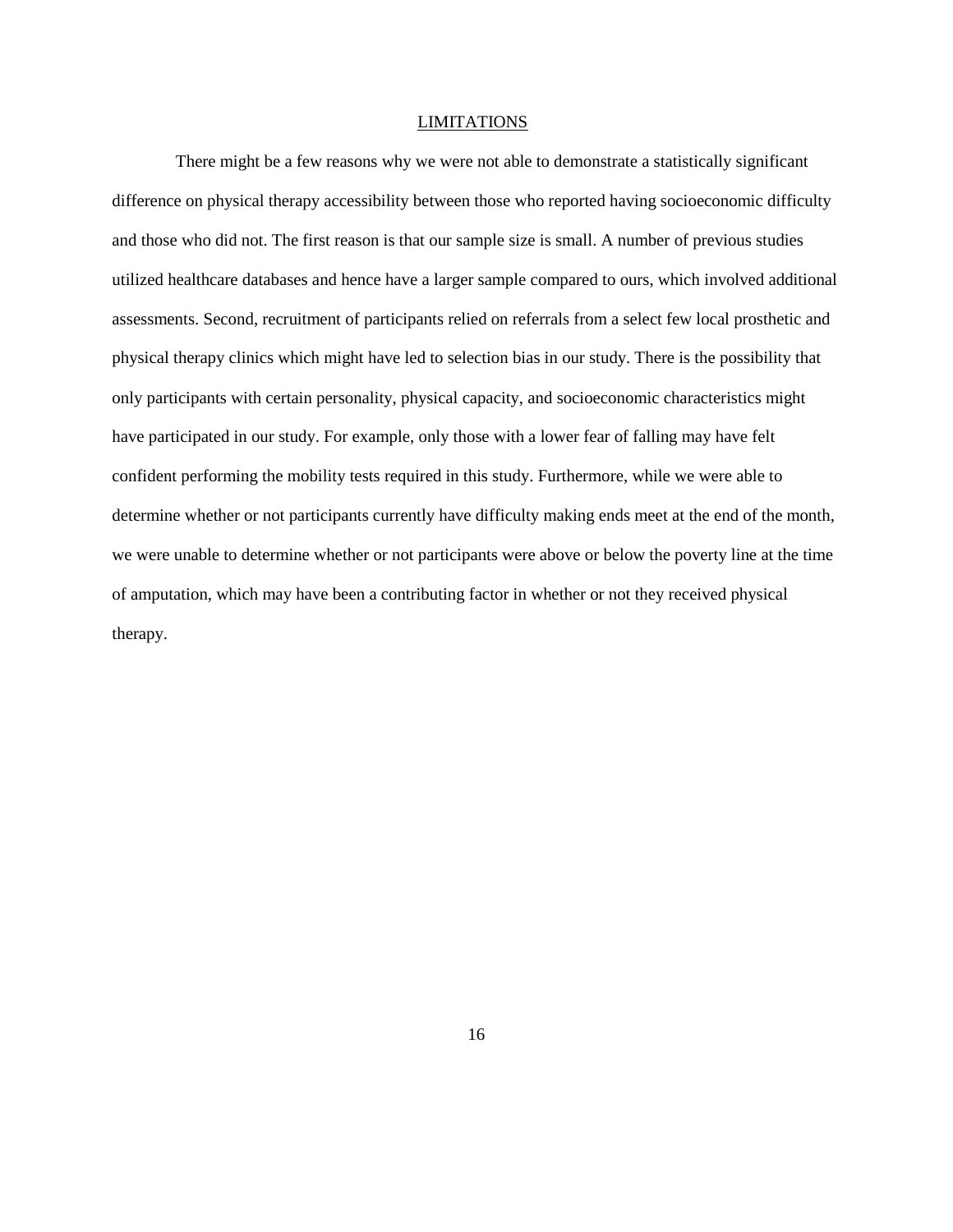## LIMITATIONS

There might be a few reasons why we were not able to demonstrate a statistically significant difference on physical therapy accessibility between those who reported having socioeconomic difficulty and those who did not. The first reason is that our sample size is small. A number of previous studies utilized healthcare databases and hence have a larger sample compared to ours, which involved additional assessments. Second, recruitment of participants relied on referrals from a select few local prosthetic and physical therapy clinics which might have led to selection bias in our study. There is the possibility that only participants with certain personality, physical capacity, and socioeconomic characteristics might have participated in our study. For example, only those with a lower fear of falling may have felt confident performing the mobility tests required in this study. Furthermore, while we were able to determine whether or not participants currently have difficulty making ends meet at the end of the month, we were unable to determine whether or not participants were above or below the poverty line at the time of amputation, which may have been a contributing factor in whether or not they received physical therapy.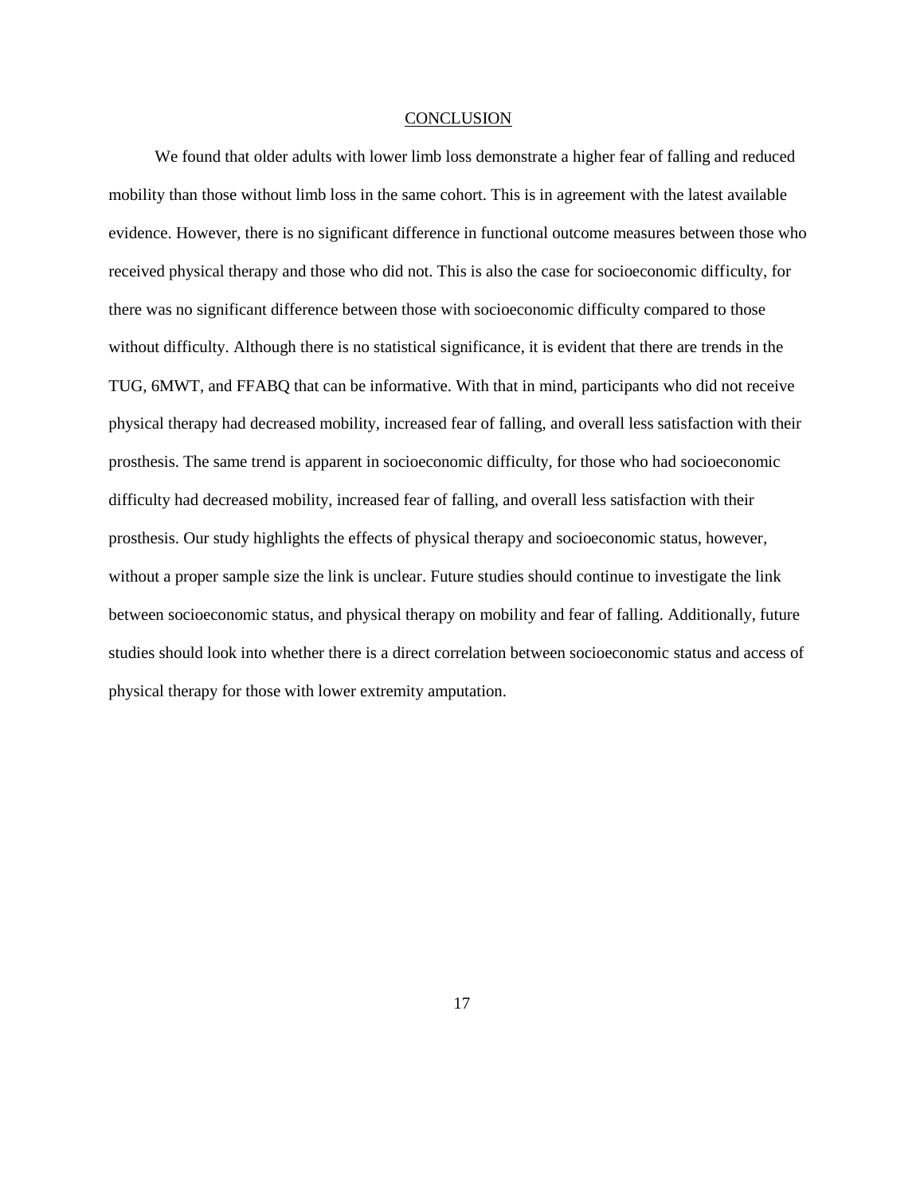## CONCLUSION

We found that older adults with lower limb loss demonstrate a higher fear of falling and reduced mobility than those without limb loss in the same cohort. This is in agreement with the latest available evidence. However, there is no significant difference in functional outcome measures between those who received physical therapy and those who did not. This is also the case for socioeconomic difficulty, for there was no significant difference between those with socioeconomic difficulty compared to those without difficulty. Although there is no statistical significance, it is evident that there are trends in the TUG, 6MWT, and FFABQ that can be informative. With that in mind, participants who did not receive physical therapy had decreased mobility, increased fear of falling, and overall less satisfaction with their prosthesis. The same trend is apparent in socioeconomic difficulty, for those who had socioeconomic difficulty had decreased mobility, increased fear of falling, and overall less satisfaction with their prosthesis. Our study highlights the effects of physical therapy and socioeconomic status, however, without a proper sample size the link is unclear. Future studies should continue to investigate the link between socioeconomic status, and physical therapy on mobility and fear of falling. Additionally, future studies should look into whether there is a direct correlation between socioeconomic status and access of physical therapy for those with lower extremity amputation.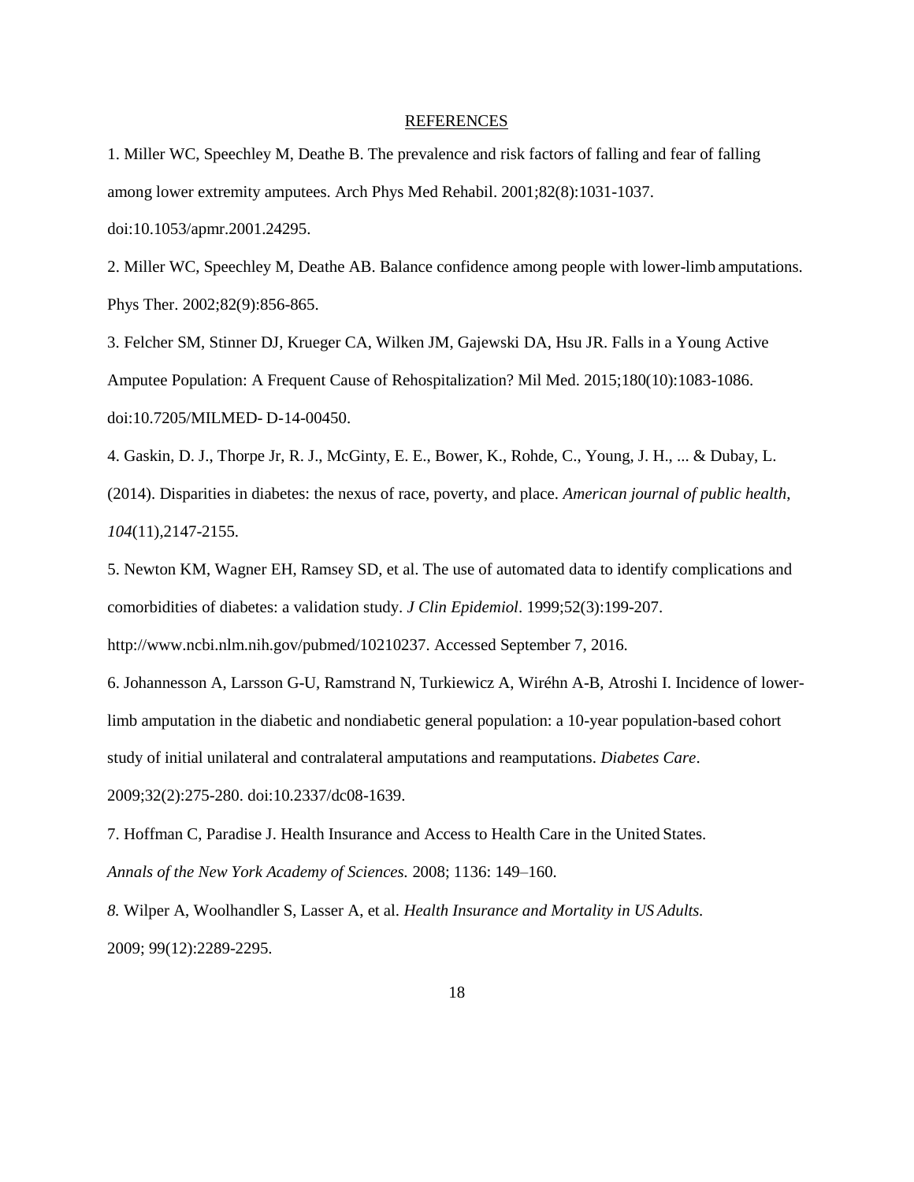## REFERENCES

1. Miller WC, Speechley M, Deathe B. The prevalence and risk factors of falling and fear of falling among lower extremity amputees. Arch Phys Med Rehabil. 2001;82(8):1031-1037. doi:10.1053/apmr.2001.24295.

2. Miller WC, Speechley M, Deathe AB. Balance confidence among people with lower-limb amputations. Phys Ther. 2002;82(9):856-865.

3. Felcher SM, Stinner DJ, Krueger CA, Wilken JM, Gajewski DA, Hsu JR. Falls in a Young Active Amputee Population: A Frequent Cause of Rehospitalization? Mil Med. 2015;180(10):1083-1086. doi:10.7205/MILMED- D-14-00450.

4. Gaskin, D. J., Thorpe Jr, R. J., McGinty, E. E., Bower, K., Rohde, C., Young, J. H., ... & Dubay, L. (2014). Disparities in diabetes: the nexus of race, poverty, and place. *American journal of public health*, *104*(11),2147-2155.

5. Newton KM, Wagner EH, Ramsey SD, et al. The use of automated data to identify complications and comorbidities of diabetes: a validation study. *J Clin Epidemiol*. 1999;52(3):199-207. http://www.ncbi.nlm.nih.gov/pubmed/10210237. Accessed September 7, 2016.

6. Johannesson A, Larsson G-U, Ramstrand N, Turkiewicz A, Wiréhn A-B, Atroshi I. Incidence of lower-limb amputation in the diabetic and nondiabetic general population: a 10-year population-based cohort study of initial unilateral and contralateral amputations and reamputations. *Diabetes Care*. 2009;32(2):275-280. doi:10.2337/dc08-1639.

7. Hoffman C, Paradise J. Health Insurance and Access to Health Care in the United States. *Annals of the New York Academy of Sciences.* 2008; 1136: 149–160.

*8.* Wilper A, Woolhandler S, Lasser A, et al. *Health Insurance and Mortality in US Adults.* 2009; 99(12):2289-2295.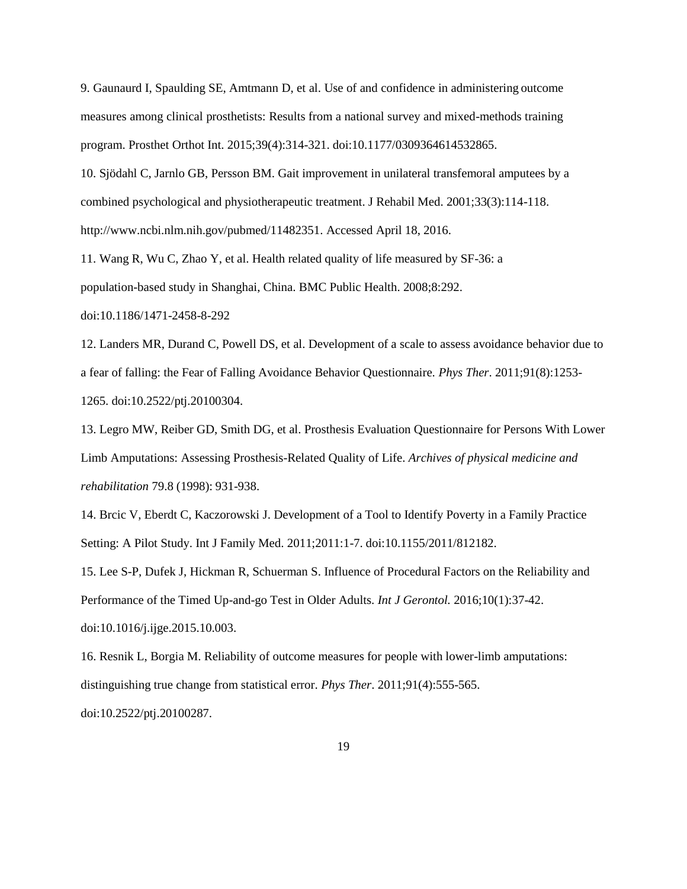9. Gaunaurd I, Spaulding SE, Amtmann D, et al. Use of and confidence in administering outcome measures among clinical prosthetists: Results from a national survey and mixed-methods training program. Prosthet Orthot Int. 2015;39(4):314-321. doi:10.1177/0309364614532865.

10. Sjödahl C, Jarnlo GB, Persson BM. Gait improvement in unilateral transfemoral amputees by a combined psychological and physiotherapeutic treatment. J Rehabil Med. 2001;33(3):114-118. http://www.ncbi.nlm.nih.gov/pubmed/11482351. Accessed April 18, 2016.

11. Wang R, Wu C, Zhao Y, et al. Health related quality of life measured by SF-36: a population-based study in Shanghai, China. BMC Public Health. 2008;8:292. doi:10.1186/1471-2458-8-292

12. Landers MR, Durand C, Powell DS, et al. Development of a scale to assess avoidance behavior due to a fear of falling: the Fear of Falling Avoidance Behavior Questionnaire. *Phys Ther*. 2011;91(8):1253-1265. doi:10.2522/ptj.20100304.

13. Legro MW, Reiber GD, Smith DG, et al. Prosthesis Evaluation Questionnaire for Persons With Lower Limb Amputations: Assessing Prosthesis-Related Quality of Life. *Archives of physical medicine and rehabilitation* 79.8 (1998): 931-938.

14. Brcic V, Eberdt C, Kaczorowski J. Development of a Tool to Identify Poverty in a Family Practice Setting: A Pilot Study. Int J Family Med. 2011;2011:1-7. doi:10.1155/2011/812182.

15. Lee S-P, Dufek J, Hickman R, Schuerman S. Influence of Procedural Factors on the Reliability and Performance of the Timed Up-and-go Test in Older Adults. *Int J Gerontol.* 2016;10(1):37-42. doi:10.1016/j.ijge.2015.10.003.

16. Resnik L, Borgia M. Reliability of outcome measures for people with lower-limb amputations: distinguishing true change from statistical error. *Phys Ther*. 2011;91(4):555-565. doi:10.2522/ptj.20100287.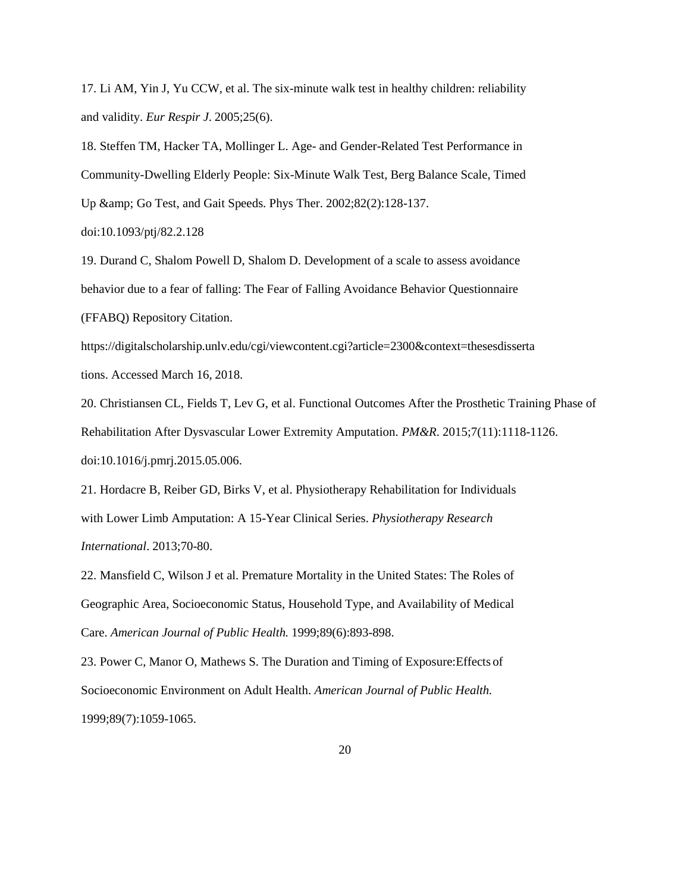17. Li AM, Yin J, Yu CCW, et al. The six-minute walk test in healthy children: reliability and validity. *Eur Respir J*. 2005;25(6).

18. Steffen TM, Hacker TA, Mollinger L. Age- and Gender-Related Test Performance in Community-Dwelling Elderly People: Six-Minute Walk Test, Berg Balance Scale, Timed Up &amp; Go Test, and Gait Speeds. Phys Ther. 2002;82(2):128-137. doi:10.1093/ptj/82.2.128

19. Durand C, Shalom Powell D, Shalom D. Development of a scale to assess avoidance behavior due to a fear of falling: The Fear of Falling Avoidance Behavior Questionnaire (FFABQ) Repository Citation. https://digitalscholarship.unlv.edu/cgi/viewcontent.cgi?article=2300&context=thesesdissertations. Accessed March 16, 2018.

20. Christiansen CL, Fields T, Lev G, et al. Functional Outcomes After the Prosthetic Training Phase of Rehabilitation After Dysvascular Lower Extremity Amputation. *PM&R*. 2015;7(11):1118-1126. doi:10.1016/j.pmrj.2015.05.006.

21. Hordacre B, Reiber GD, Birks V, et al. Physiotherapy Rehabilitation for Individuals with Lower Limb Amputation: A 15-Year Clinical Series. *Physiotherapy Research International*. 2013;70-80.

22. Mansfield C, Wilson J et al. Premature Mortality in the United States: The Roles of Geographic Area, Socioeconomic Status, Household Type, and Availability of Medical Care. *American Journal of Public Health.* 1999;89(6):893-898.

23. Power C, Manor O, Mathews S. The Duration and Timing of Exposure:Effects of Socioeconomic Environment on Adult Health. *American Journal of Public Health.* 1999;89(7):1059-1065.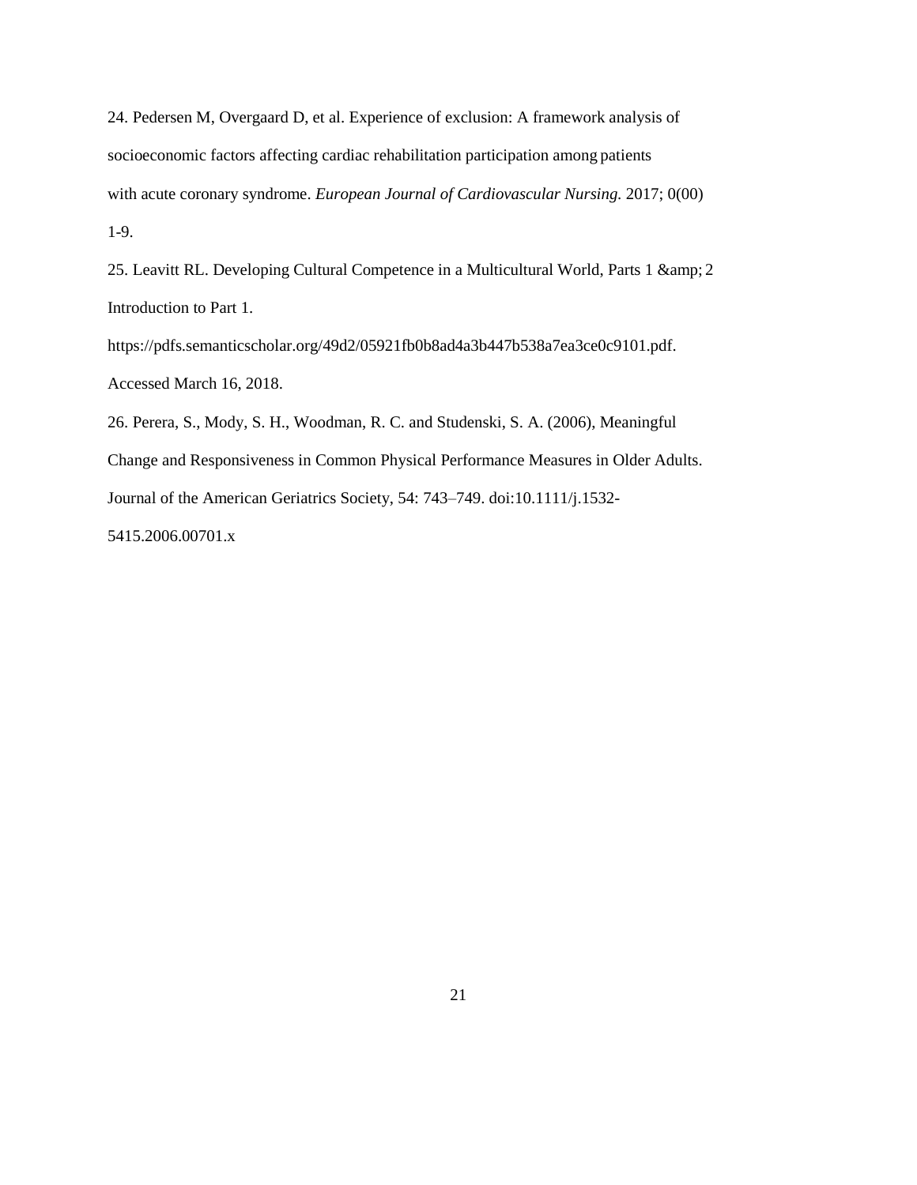24. Pedersen M, Overgaard D, et al. Experience of exclusion: A framework analysis of socioeconomic factors affecting cardiac rehabilitation participation among patients with acute coronary syndrome. *European Journal of Cardiovascular Nursing.* 2017; 0(00) 1-9.

25. Leavitt RL. Developing Cultural Competence in a Multicultural World, Parts 1 &amp; 2 Introduction to Part 1. https://pdfs.semanticscholar.org/49d2/05921fb0b8ad4a3b447b538a7ea3ce0c9101.pdf. Accessed March 16, 2018.

26. Perera, S., Mody, S. H., Woodman, R. C. and Studenski, S. A. (2006), Meaningful Change and Responsiveness in Common Physical Performance Measures in Older Adults. Journal of the American Geriatrics Society, 54: 743–749. doi:10.1111/j.1532-5415.2006.00701.x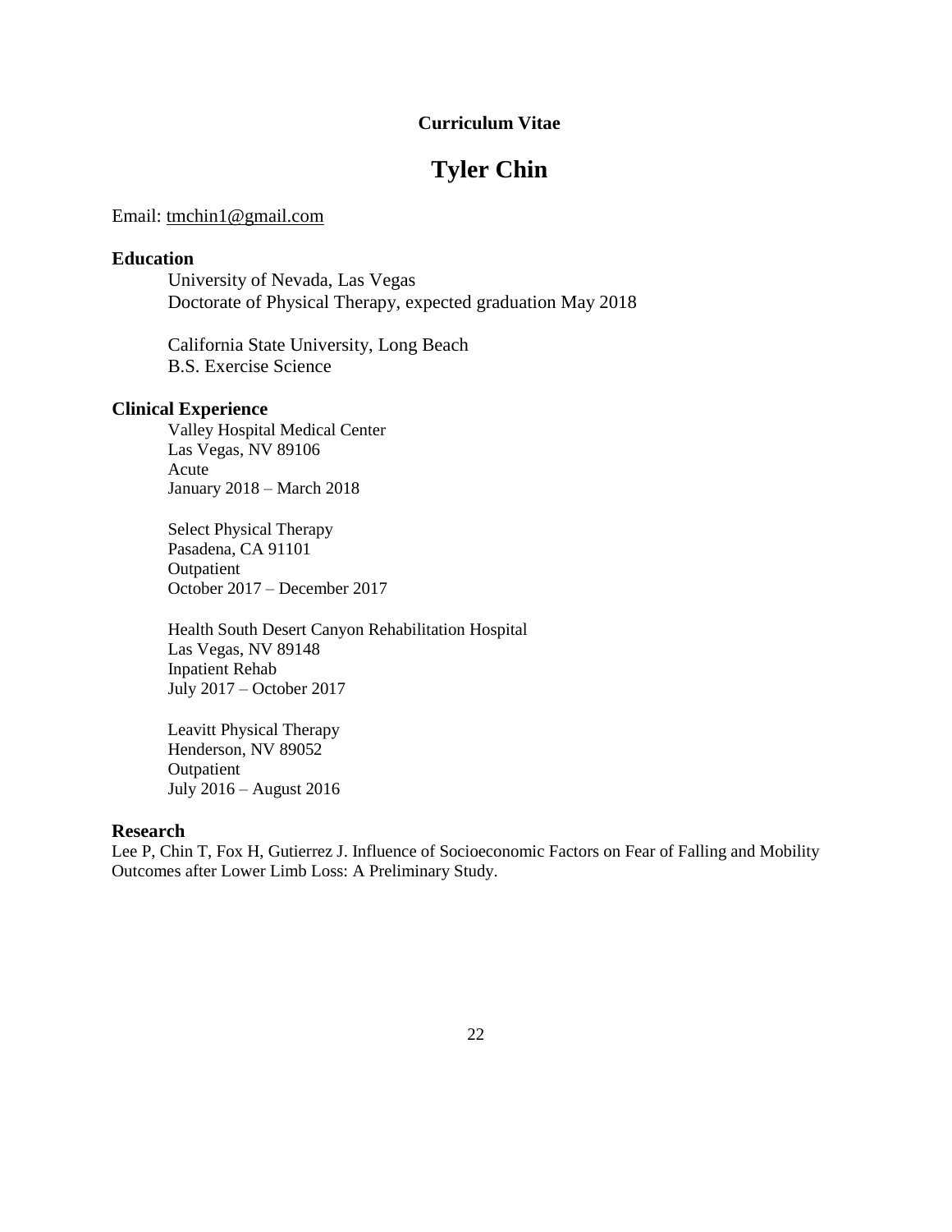**Curriculum Vitae**

# Tyler Chin

Email: tmchin1@gmail.com

## Education

University of Nevada, Las Vegas
Doctorate of Physical Therapy, expected graduation May 2018

California State University, Long Beach
B.S. Exercise Science

## Clinical Experience

Valley Hospital Medical Center
Las Vegas, NV 89106
Acute
January 2018 – March 2018

Select Physical Therapy
Pasadena, CA 91101
Outpatient
October 2017 – December 2017

Health South Desert Canyon Rehabilitation Hospital
Las Vegas, NV 89148
Inpatient Rehab
July 2017 – October 2017

Leavitt Physical Therapy
Henderson, NV 89052
Outpatient
July 2016 – August 2016

## Research

Lee P, Chin T, Fox H, Gutierrez J. Influence of Socioeconomic Factors on Fear of Falling and Mobility Outcomes after Lower Limb Loss: A Preliminary Study.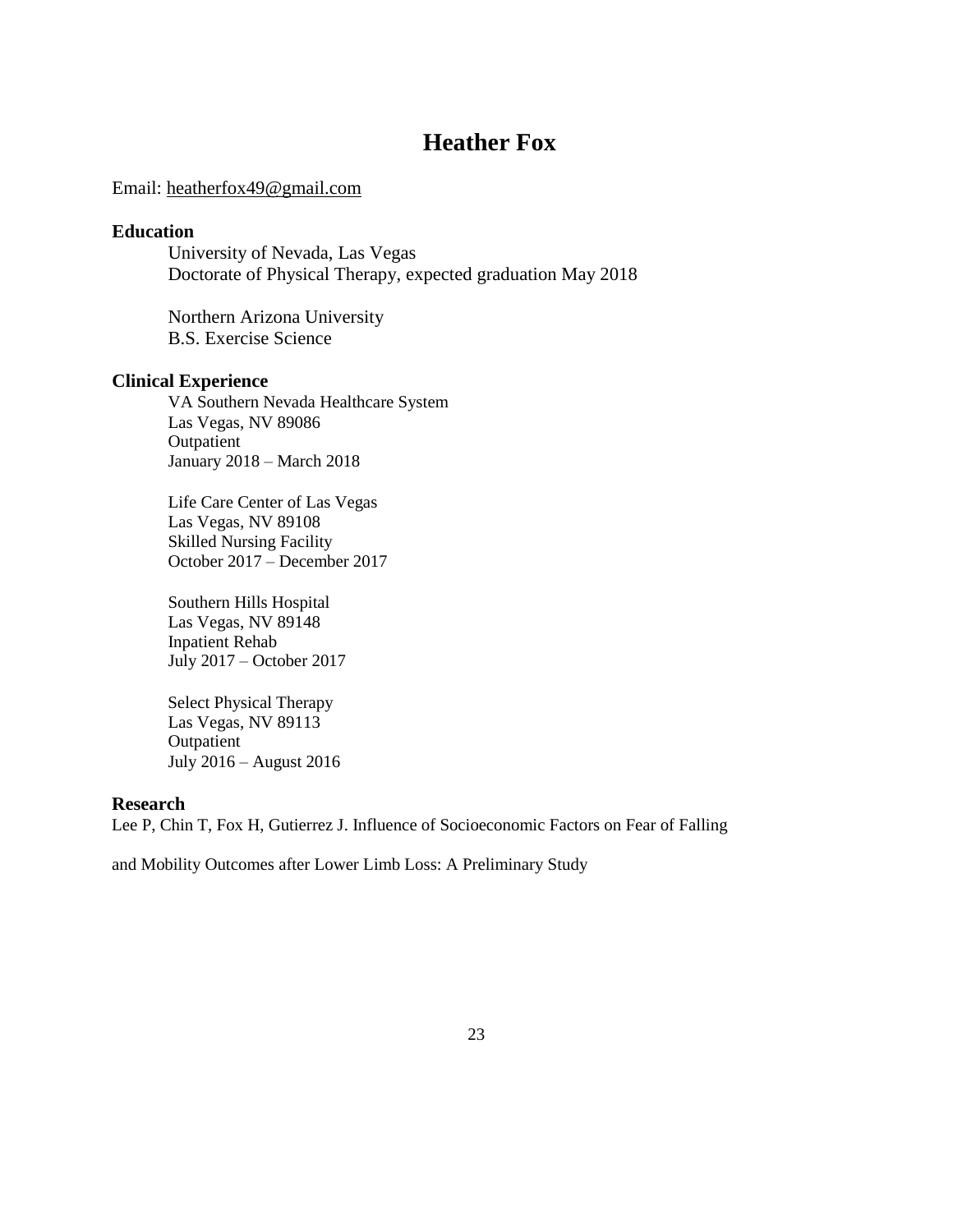# Heather Fox

Email: heatherfox49@gmail.com

## Education

University of Nevada, Las Vegas
Doctorate of Physical Therapy, expected graduation May 2018

Northern Arizona University
B.S. Exercise Science

## Clinical Experience

VA Southern Nevada Healthcare System
Las Vegas, NV 89086
Outpatient
January 2018 – March 2018

Life Care Center of Las Vegas
Las Vegas, NV 89108
Skilled Nursing Facility
October 2017 – December 2017

Southern Hills Hospital
Las Vegas, NV 89148
Inpatient Rehab
July 2017 – October 2017

Select Physical Therapy
Las Vegas, NV 89113
Outpatient
July 2016 – August 2016

## Research

Lee P, Chin T, Fox H, Gutierrez J. Influence of Socioeconomic Factors on Fear of Falling and Mobility Outcomes after Lower Limb Loss: A Preliminary Study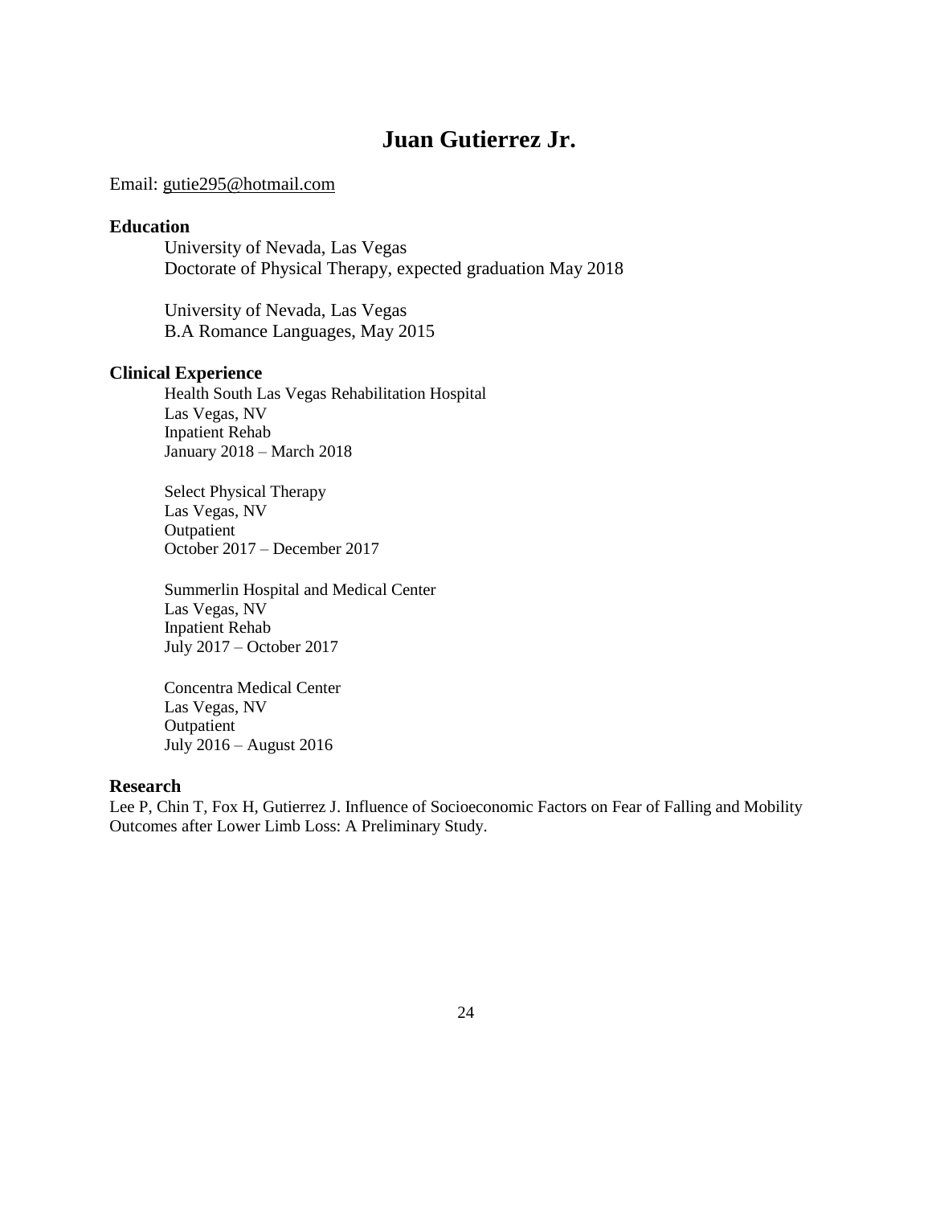# Juan Gutierrez Jr.

Email: gutie295@hotmail.com

## Education

University of Nevada, Las Vegas
Doctorate of Physical Therapy, expected graduation May 2018

University of Nevada, Las Vegas
B.A Romance Languages, May 2015

## Clinical Experience

Health South Las Vegas Rehabilitation Hospital
Las Vegas, NV
Inpatient Rehab
January 2018 – March 2018

Select Physical Therapy
Las Vegas, NV
Outpatient
October 2017 – December 2017

Summerlin Hospital and Medical Center
Las Vegas, NV
Inpatient Rehab
July 2017 – October 2017

Concentra Medical Center
Las Vegas, NV
Outpatient
July 2016 – August 2016

## Research

Lee P, Chin T, Fox H, Gutierrez J. Influence of Socioeconomic Factors on Fear of Falling and Mobility Outcomes after Lower Limb Loss: A Preliminary Study.